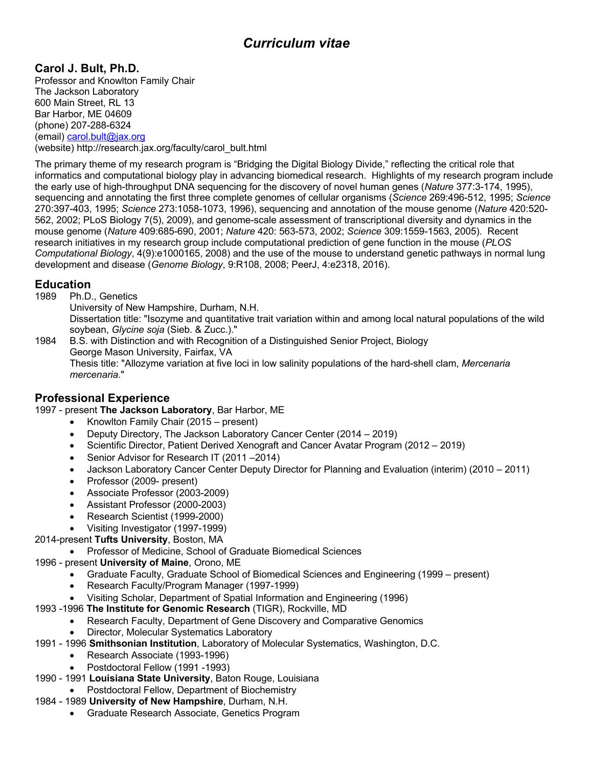# *Curriculum vitae*

## Carol J. Bult, Ph.D.

Professor and Knowlton Family Chair
The Jackson Laboratory
600 Main Street, RL 13
Bar Harbor, ME 04609
(phone) 207-288-6324
(email) carol.bult@jax.org
(website) http://research.jax.org/faculty/carol_bult.html

The primary theme of my research program is "Bridging the Digital Biology Divide," reflecting the critical role that informatics and computational biology play in advancing biomedical research. Highlights of my research program include the early use of high-throughput DNA sequencing for the discovery of novel human genes (*Nature* 377:3-174, 1995), sequencing and annotating the first three complete genomes of cellular organisms (*Science* 269:496-512, 1995; *Science* 270:397-403, 1995; *Science* 273:1058-1073, 1996), sequencing and annotation of the mouse genome (*Nature* 420:520-562, 2002; PLoS Biology 7(5), 2009), and genome-scale assessment of transcriptional diversity and dynamics in the mouse genome (*Nature* 409:685-690, 2001; *Nature* 420: 563-573, 2002; *Science* 309:1559-1563, 2005). Recent research initiatives in my research group include computational prediction of gene function in the mouse (*PLOS Computational Biology*, 4(9):e1000165, 2008) and the use of the mouse to understand genetic pathways in normal lung development and disease (*Genome Biology*, 9:R108, 2008; PeerJ, 4:e2318, 2016).

## Education

1989 Ph.D., Genetics
University of New Hampshire, Durham, N.H.
Dissertation title: "Isozyme and quantitative trait variation within and among local natural populations of the wild soybean, *Glycine soja* (Sieb. & Zucc.)."

1984 B.S. with Distinction and with Recognition of a Distinguished Senior Project, Biology
George Mason University, Fairfax, VA
Thesis title: "Allozyme variation at five loci in low salinity populations of the hard-shell clam, *Mercenaria mercenaria*."

## Professional Experience

1997 - present **The Jackson Laboratory**, Bar Harbor, ME

- Knowlton Family Chair (2015 – present)
- Deputy Directory, The Jackson Laboratory Cancer Center (2014 – 2019)
- Scientific Director, Patient Derived Xenograft and Cancer Avatar Program (2012 – 2019)
- Senior Advisor for Research IT (2011 –2014)
- Jackson Laboratory Cancer Center Deputy Director for Planning and Evaluation (interim) (2010 – 2011)
- Professor (2009- present)
- Associate Professor (2003-2009)
- Assistant Professor (2000-2003)
- Research Scientist (1999-2000)
- Visiting Investigator (1997-1999)

2014-present **Tufts University**, Boston, MA

- Professor of Medicine, School of Graduate Biomedical Sciences

1996 - present **University of Maine**, Orono, ME

- Graduate Faculty, Graduate School of Biomedical Sciences and Engineering (1999 – present)
- Research Faculty/Program Manager (1997-1999)
- Visiting Scholar, Department of Spatial Information and Engineering (1996)

1993 -1996 **The Institute for Genomic Research** (TIGR), Rockville, MD

- Research Faculty, Department of Gene Discovery and Comparative Genomics
- Director, Molecular Systematics Laboratory

1991 - 1996 **Smithsonian Institution**, Laboratory of Molecular Systematics, Washington, D.C.

- Research Associate (1993-1996)
- Postdoctoral Fellow (1991 -1993)

1990 - 1991 **Louisiana State University**, Baton Rouge, Louisiana

- Postdoctoral Fellow, Department of Biochemistry

1984 - 1989 **University of New Hampshire**, Durham, N.H.

- Graduate Research Associate, Genetics Program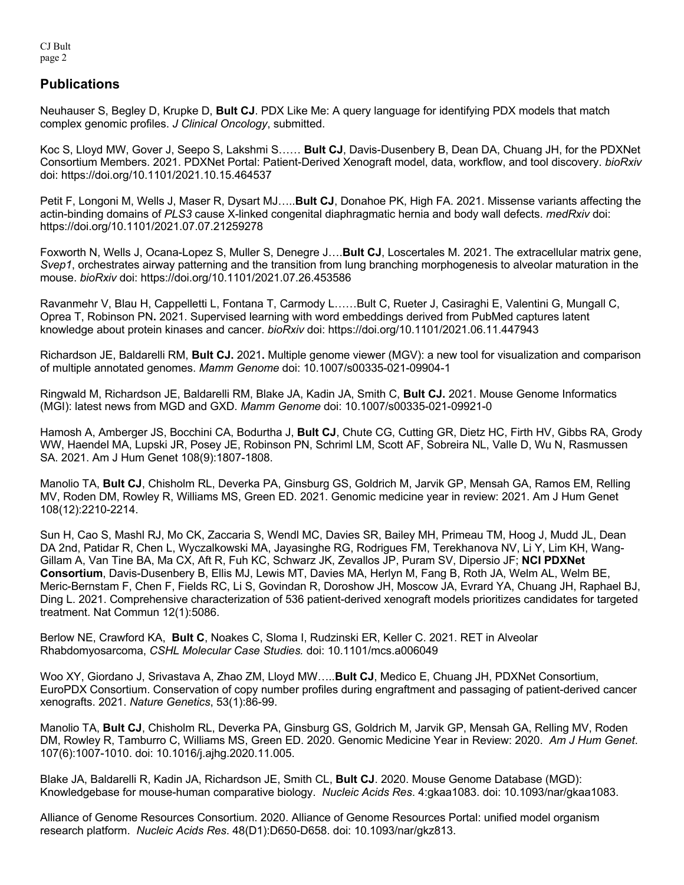## Publications

Neuhauser S, Begley D, Krupke D, **Bult CJ**. PDX Like Me: A query language for identifying PDX models that match complex genomic profiles. *J Clinical Oncology*, submitted.

Koc S, Lloyd MW, Gover J, Seepo S, Lakshmi S…… **Bult CJ**, Davis-Dusenbery B, Dean DA, Chuang JH, for the PDXNet Consortium Members. 2021. PDXNet Portal: Patient-Derived Xenograft model, data, workflow, and tool discovery. *bioRxiv* doi: https://doi.org/10.1101/2021.10.15.464537

Petit F, Longoni M, Wells J, Maser R, Dysart MJ…..**Bult CJ**, Donahoe PK, High FA. 2021. Missense variants affecting the actin-binding domains of *PLS3* cause X-linked congenital diaphragmatic hernia and body wall defects. *medRxiv* doi: https://doi.org/10.1101/2021.07.07.21259278

Foxworth N, Wells J, Ocana-Lopez S, Muller S, Denegre J….**Bult CJ**, Loscertales M. 2021. The extracellular matrix gene, *Svep1*, orchestrates airway patterning and the transition from lung branching morphogenesis to alveolar maturation in the mouse. *bioRxiv* doi: https://doi.org/10.1101/2021.07.26.453586

Ravanmehr V, Blau H, Cappelletti L, Fontana T, Carmody L……Bult C, Rueter J, Casiraghi E, Valentini G, Mungall C, Oprea T, Robinson PN**.** 2021. Supervised learning with word embeddings derived from PubMed captures latent knowledge about protein kinases and cancer. *bioRxiv* doi: https://doi.org/10.1101/2021.06.11.447943

Richardson JE, Baldarelli RM, **Bult CJ.** 2021**.** Multiple genome viewer (MGV): a new tool for visualization and comparison of multiple annotated genomes. *Mamm Genome* doi: 10.1007/s00335-021-09904-1

Ringwald M, Richardson JE, Baldarelli RM, Blake JA, Kadin JA, Smith C, **Bult CJ.** 2021. Mouse Genome Informatics (MGI): latest news from MGD and GXD. *Mamm Genome* doi: 10.1007/s00335-021-09921-0

Hamosh A, Amberger JS, Bocchini CA, Bodurtha J, **Bult CJ**, Chute CG, Cutting GR, Dietz HC, Firth HV, Gibbs RA, Grody WW, Haendel MA, Lupski JR, Posey JE, Robinson PN, Schriml LM, Scott AF, Sobreira NL, Valle D, Wu N, Rasmussen SA. 2021. Am J Hum Genet 108(9):1807-1808.

Manolio TA, **Bult CJ**, Chisholm RL, Deverka PA, Ginsburg GS, Goldrich M, Jarvik GP, Mensah GA, Ramos EM, Relling MV, Roden DM, Rowley R, Williams MS, Green ED. 2021. Genomic medicine year in review: 2021. Am J Hum Genet 108(12):2210-2214.

Sun H, Cao S, Mashl RJ, Mo CK, Zaccaria S, Wendl MC, Davies SR, Bailey MH, Primeau TM, Hoog J, Mudd JL, Dean DA 2nd, Patidar R, Chen L, Wyczalkowski MA, Jayasinghe RG, Rodrigues FM, Terekhanova NV, Li Y, Lim KH, Wang-Gillam A, Van Tine BA, Ma CX, Aft R, Fuh KC, Schwarz JK, Zevallos JP, Puram SV, Dipersio JF; **NCI PDXNet Consortium**, Davis-Dusenbery B, Ellis MJ, Lewis MT, Davies MA, Herlyn M, Fang B, Roth JA, Welm AL, Welm BE, Meric-Bernstam F, Chen F, Fields RC, Li S, Govindan R, Doroshow JH, Moscow JA, Evrard YA, Chuang JH, Raphael BJ, Ding L. 2021. Comprehensive characterization of 536 patient-derived xenograft models prioritizes candidates for targeted treatment. Nat Commun 12(1):5086.

Berlow NE, Crawford KA, **Bult C**, Noakes C, Sloma I, Rudzinski ER, Keller C. 2021. RET in Alveolar Rhabdomyosarcoma, *CSHL Molecular Case Studies.* doi: 10.1101/mcs.a006049

Woo XY, Giordano J, Srivastava A, Zhao ZM, Lloyd MW…..**Bult CJ**, Medico E, Chuang JH, PDXNet Consortium, EuroPDX Consortium. Conservation of copy number profiles during engraftment and passaging of patient-derived cancer xenografts. 2021. *Nature Genetics*, 53(1):86-99.

Manolio TA, **Bult CJ**, Chisholm RL, Deverka PA, Ginsburg GS, Goldrich M, Jarvik GP, Mensah GA, Relling MV, Roden DM, Rowley R, Tamburro C, Williams MS, Green ED. 2020. Genomic Medicine Year in Review: 2020. *Am J Hum Genet*. 107(6):1007-1010. doi: 10.1016/j.ajhg.2020.11.005.

Blake JA, Baldarelli R, Kadin JA, Richardson JE, Smith CL, **Bult CJ**. 2020. Mouse Genome Database (MGD): Knowledgebase for mouse-human comparative biology. *Nucleic Acids Res*. 4:gkaa1083. doi: 10.1093/nar/gkaa1083.

Alliance of Genome Resources Consortium. 2020. Alliance of Genome Resources Portal: unified model organism research platform. *Nucleic Acids Res*. 48(D1):D650-D658. doi: 10.1093/nar/gkz813.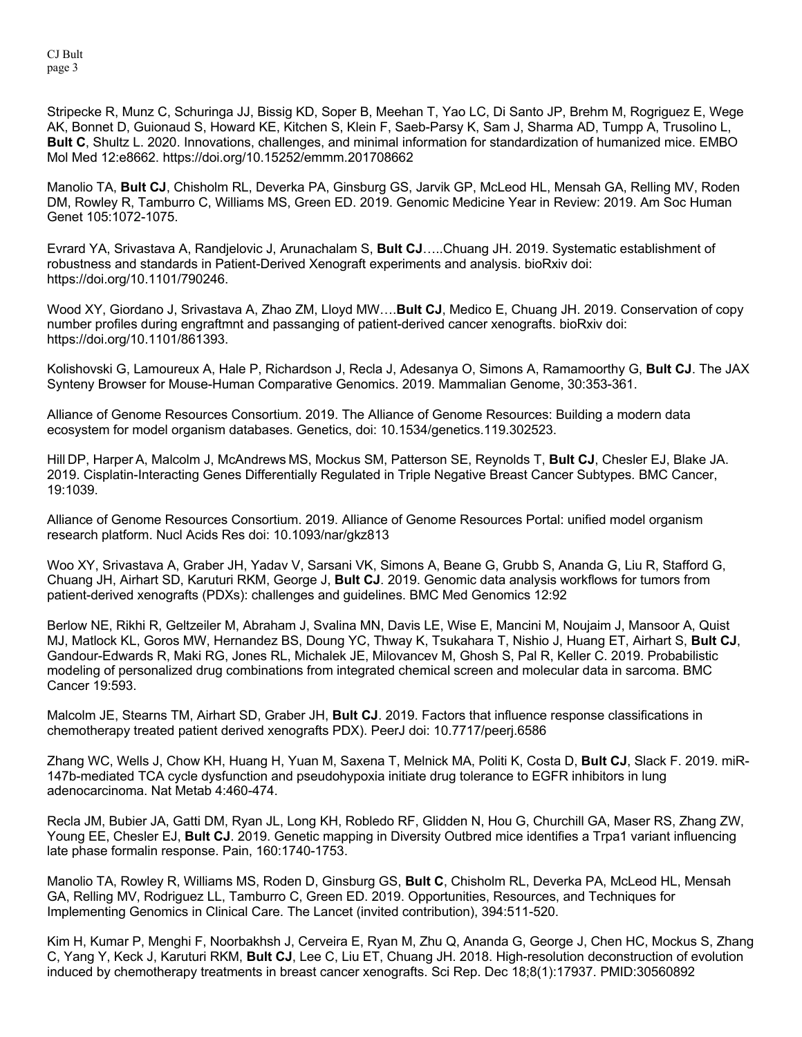Stripecke R, Munz C, Schuringa JJ, Bissig KD, Soper B, Meehan T, Yao LC, Di Santo JP, Brehm M, Rogriguez E, Wege AK, Bonnet D, Guionaud S, Howard KE, Kitchen S, Klein F, Saeb-Parsy K, Sam J, Sharma AD, Tumpp A, Trusolino L, **Bult C**, Shultz L. 2020. Innovations, challenges, and minimal information for standardization of humanized mice. EMBO Mol Med 12:e8662. https://doi.org/10.15252/emmm.201708662

Manolio TA, **Bult CJ**, Chisholm RL, Deverka PA, Ginsburg GS, Jarvik GP, McLeod HL, Mensah GA, Relling MV, Roden DM, Rowley R, Tamburro C, Williams MS, Green ED. 2019. Genomic Medicine Year in Review: 2019. Am Soc Human Genet 105:1072-1075.

Evrard YA, Srivastava A, Randjelovic J, Arunachalam S, **Bult CJ**…..Chuang JH. 2019. Systematic establishment of robustness and standards in Patient-Derived Xenograft experiments and analysis. bioRxiv doi: https://doi.org/10.1101/790246.

Wood XY, Giordano J, Srivastava A, Zhao ZM, Lloyd MW….**Bult CJ**, Medico E, Chuang JH. 2019. Conservation of copy number profiles during engraftmnt and passanging of patient-derived cancer xenografts. bioRxiv doi: https://doi.org/10.1101/861393.

Kolishovski G, Lamoureux A, Hale P, Richardson J, Recla J, Adesanya O, Simons A, Ramamoorthy G, **Bult CJ**. The JAX Synteny Browser for Mouse-Human Comparative Genomics. 2019. Mammalian Genome, 30:353-361.

Alliance of Genome Resources Consortium. 2019. The Alliance of Genome Resources: Building a modern data ecosystem for model organism databases. Genetics, doi: 10.1534/genetics.119.302523.

Hill DP, Harper A, Malcolm J, McAndrews MS, Mockus SM, Patterson SE, Reynolds T, **Bult CJ**, Chesler EJ, Blake JA. 2019. Cisplatin-Interacting Genes Differentially Regulated in Triple Negative Breast Cancer Subtypes. BMC Cancer, 19:1039.

Alliance of Genome Resources Consortium. 2019. Alliance of Genome Resources Portal: unified model organism research platform. Nucl Acids Res doi: 10.1093/nar/gkz813

Woo XY, Srivastava A, Graber JH, Yadav V, Sarsani VK, Simons A, Beane G, Grubb S, Ananda G, Liu R, Stafford G, Chuang JH, Airhart SD, Karuturi RKM, George J, **Bult CJ**. 2019. Genomic data analysis workflows for tumors from patient-derived xenografts (PDXs): challenges and guidelines. BMC Med Genomics 12:92

Berlow NE, Rikhi R, Geltzeiler M, Abraham J, Svalina MN, Davis LE, Wise E, Mancini M, Noujaim J, Mansoor A, Quist MJ, Matlock KL, Goros MW, Hernandez BS, Doung YC, Thway K, Tsukahara T, Nishio J, Huang ET, Airhart S, **Bult CJ**, Gandour-Edwards R, Maki RG, Jones RL, Michalek JE, Milovancev M, Ghosh S, Pal R, Keller C. 2019. Probabilistic modeling of personalized drug combinations from integrated chemical screen and molecular data in sarcoma. BMC Cancer 19:593.

Malcolm JE, Stearns TM, Airhart SD, Graber JH, **Bult CJ**. 2019. Factors that influence response classifications in chemotherapy treated patient derived xenografts PDX). PeerJ doi: 10.7717/peerj.6586

Zhang WC, Wells J, Chow KH, Huang H, Yuan M, Saxena T, Melnick MA, Politi K, Costa D, **Bult CJ**, Slack F. 2019. miR-147b-mediated TCA cycle dysfunction and pseudohypoxia initiate drug tolerance to EGFR inhibitors in lung adenocarcinoma. Nat Metab 4:460-474.

Recla JM, Bubier JA, Gatti DM, Ryan JL, Long KH, Robledo RF, Glidden N, Hou G, Churchill GA, Maser RS, Zhang ZW, Young EE, Chesler EJ, **Bult CJ**. 2019. Genetic mapping in Diversity Outbred mice identifies a Trpa1 variant influencing late phase formalin response. Pain, 160:1740-1753.

Manolio TA, Rowley R, Williams MS, Roden D, Ginsburg GS, **Bult C**, Chisholm RL, Deverka PA, McLeod HL, Mensah GA, Relling MV, Rodriguez LL, Tamburro C, Green ED. 2019. Opportunities, Resources, and Techniques for Implementing Genomics in Clinical Care. The Lancet (invited contribution), 394:511-520.

Kim H, Kumar P, Menghi F, Noorbakhsh J, Cerveira E, Ryan M, Zhu Q, Ananda G, George J, Chen HC, Mockus S, Zhang C, Yang Y, Keck J, Karuturi RKM, **Bult CJ**, Lee C, Liu ET, Chuang JH. 2018. High-resolution deconstruction of evolution induced by chemotherapy treatments in breast cancer xenografts. Sci Rep. Dec 18;8(1):17937. PMID:30560892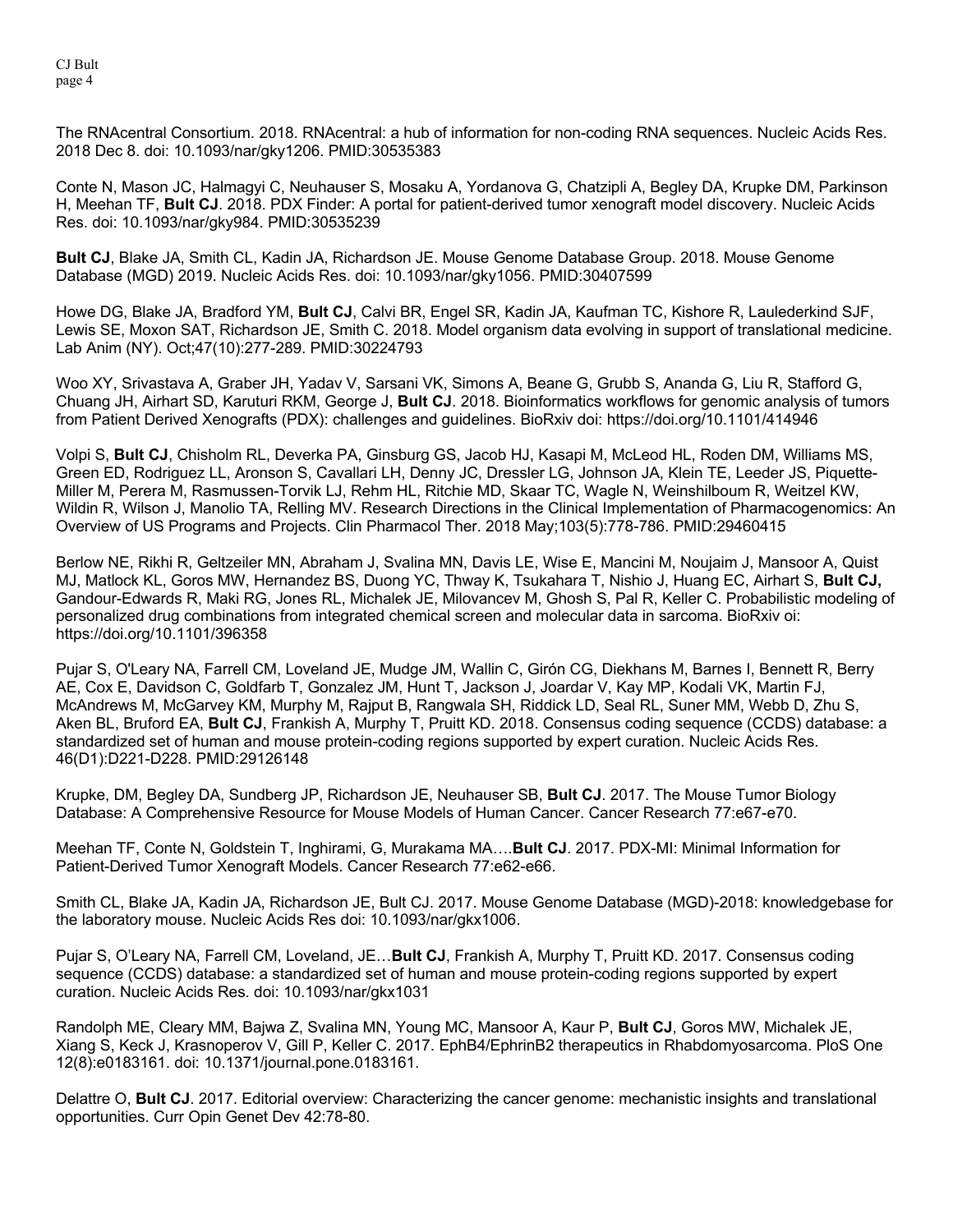The RNAcentral Consortium. 2018. RNAcentral: a hub of information for non-coding RNA sequences. Nucleic Acids Res. 2018 Dec 8. doi: 10.1093/nar/gky1206. PMID:30535383

Conte N, Mason JC, Halmagyi C, Neuhauser S, Mosaku A, Yordanova G, Chatzipli A, Begley DA, Krupke DM, Parkinson H, Meehan TF, **Bult CJ**. 2018. PDX Finder: A portal for patient-derived tumor xenograft model discovery. Nucleic Acids Res. doi: 10.1093/nar/gky984. PMID:30535239

**Bult CJ**, Blake JA, Smith CL, Kadin JA, Richardson JE. Mouse Genome Database Group. 2018. Mouse Genome Database (MGD) 2019. Nucleic Acids Res. doi: 10.1093/nar/gky1056. PMID:30407599

Howe DG, Blake JA, Bradford YM, **Bult CJ**, Calvi BR, Engel SR, Kadin JA, Kaufman TC, Kishore R, Laulederkind SJF, Lewis SE, Moxon SAT, Richardson JE, Smith C. 2018. Model organism data evolving in support of translational medicine. Lab Anim (NY). Oct;47(10):277-289. PMID:30224793

Woo XY, Srivastava A, Graber JH, Yadav V, Sarsani VK, Simons A, Beane G, Grubb S, Ananda G, Liu R, Stafford G, Chuang JH, Airhart SD, Karuturi RKM, George J, **Bult CJ**. 2018. Bioinformatics workflows for genomic analysis of tumors from Patient Derived Xenografts (PDX): challenges and guidelines. BioRxiv doi: https://doi.org/10.1101/414946

Volpi S, **Bult CJ**, Chisholm RL, Deverka PA, Ginsburg GS, Jacob HJ, Kasapi M, McLeod HL, Roden DM, Williams MS, Green ED, Rodriguez LL, Aronson S, Cavallari LH, Denny JC, Dressler LG, Johnson JA, Klein TE, Leeder JS, Piquette-Miller M, Perera M, Rasmussen-Torvik LJ, Rehm HL, Ritchie MD, Skaar TC, Wagle N, Weinshilboum R, Weitzel KW, Wildin R, Wilson J, Manolio TA, Relling MV. Research Directions in the Clinical Implementation of Pharmacogenomics: An Overview of US Programs and Projects. Clin Pharmacol Ther. 2018 May;103(5):778-786. PMID:29460415

Berlow NE, Rikhi R, Geltzeiler MN, Abraham J, Svalina MN, Davis LE, Wise E, Mancini M, Noujaim J, Mansoor A, Quist MJ, Matlock KL, Goros MW, Hernandez BS, Duong YC, Thway K, Tsukahara T, Nishio J, Huang EC, Airhart S, **Bult CJ,** Gandour-Edwards R, Maki RG, Jones RL, Michalek JE, Milovancev M, Ghosh S, Pal R, Keller C. Probabilistic modeling of personalized drug combinations from integrated chemical screen and molecular data in sarcoma. BioRxiv oi: https://doi.org/10.1101/396358

Pujar S, O'Leary NA, Farrell CM, Loveland JE, Mudge JM, Wallin C, Girón CG, Diekhans M, Barnes I, Bennett R, Berry AE, Cox E, Davidson C, Goldfarb T, Gonzalez JM, Hunt T, Jackson J, Joardar V, Kay MP, Kodali VK, Martin FJ, McAndrews M, McGarvey KM, Murphy M, Rajput B, Rangwala SH, Riddick LD, Seal RL, Suner MM, Webb D, Zhu S, Aken BL, Bruford EA, **Bult CJ**, Frankish A, Murphy T, Pruitt KD. 2018. Consensus coding sequence (CCDS) database: a standardized set of human and mouse protein-coding regions supported by expert curation. Nucleic Acids Res. 46(D1):D221-D228. PMID:29126148

Krupke, DM, Begley DA, Sundberg JP, Richardson JE, Neuhauser SB, **Bult CJ**. 2017. The Mouse Tumor Biology Database: A Comprehensive Resource for Mouse Models of Human Cancer. Cancer Research 77:e67-e70.

Meehan TF, Conte N, Goldstein T, Inghirami, G, Murakama MA….**Bult CJ**. 2017. PDX-MI: Minimal Information for Patient-Derived Tumor Xenograft Models. Cancer Research 77:e62-e66.

Smith CL, Blake JA, Kadin JA, Richardson JE, Bult CJ. 2017. Mouse Genome Database (MGD)-2018: knowledgebase for the laboratory mouse. Nucleic Acids Res doi: 10.1093/nar/gkx1006.

Pujar S, O'Leary NA, Farrell CM, Loveland, JE…**Bult CJ**, Frankish A, Murphy T, Pruitt KD. 2017. Consensus coding sequence (CCDS) database: a standardized set of human and mouse protein-coding regions supported by expert curation. Nucleic Acids Res. doi: 10.1093/nar/gkx1031

Randolph ME, Cleary MM, Bajwa Z, Svalina MN, Young MC, Mansoor A, Kaur P, **Bult CJ**, Goros MW, Michalek JE, Xiang S, Keck J, Krasnoperov V, Gill P, Keller C. 2017. EphB4/EphrinB2 therapeutics in Rhabdomyosarcoma. PloS One 12(8):e0183161. doi: 10.1371/journal.pone.0183161.

Delattre O, **Bult CJ**. 2017. Editorial overview: Characterizing the cancer genome: mechanistic insights and translational opportunities. Curr Opin Genet Dev 42:78-80.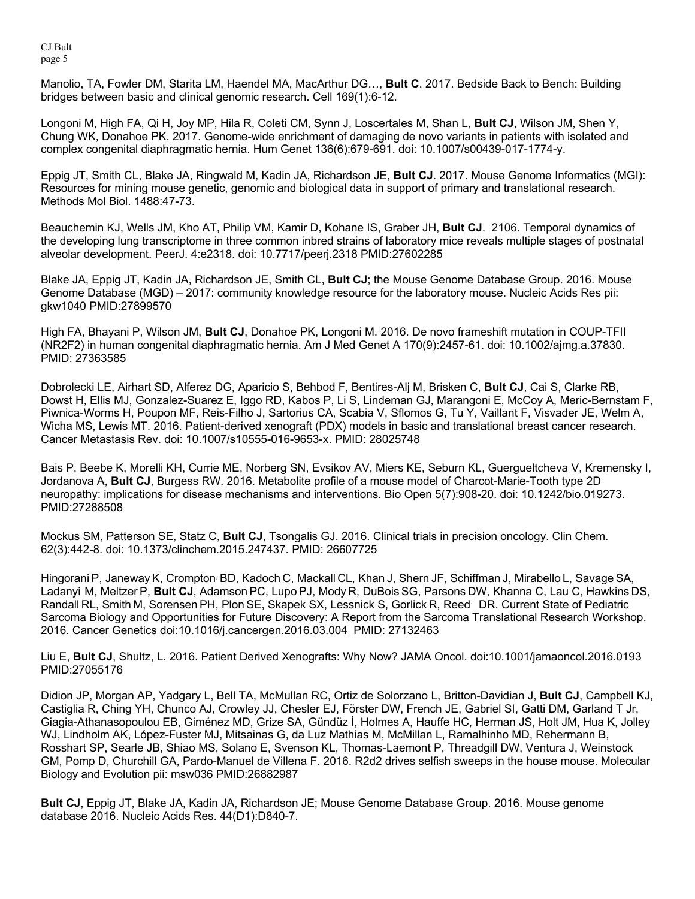Manolio, TA, Fowler DM, Starita LM, Haendel MA, MacArthur DG…, **Bult C**. 2017. Bedside Back to Bench: Building bridges between basic and clinical genomic research. Cell 169(1):6-12.

Longoni M, High FA, Qi H, Joy MP, Hila R, Coleti CM, Synn J, Loscertales M, Shan L, **Bult CJ**, Wilson JM, Shen Y, Chung WK, Donahoe PK. 2017. Genome-wide enrichment of damaging de novo variants in patients with isolated and complex congenital diaphragmatic hernia. Hum Genet 136(6):679-691. doi: 10.1007/s00439-017-1774-y.

Eppig JT, Smith CL, Blake JA, Ringwald M, Kadin JA, Richardson JE, **Bult CJ**. 2017. Mouse Genome Informatics (MGI): Resources for mining mouse genetic, genomic and biological data in support of primary and translational research. Methods Mol Biol. 1488:47-73.

Beauchemin KJ, Wells JM, Kho AT, Philip VM, Kamir D, Kohane IS, Graber JH, **Bult CJ**. 2106. Temporal dynamics of the developing lung transcriptome in three common inbred strains of laboratory mice reveals multiple stages of postnatal alveolar development. PeerJ. 4:e2318. doi: 10.7717/peerj.2318 PMID:27602285

Blake JA, Eppig JT, Kadin JA, Richardson JE, Smith CL, **Bult CJ**; the Mouse Genome Database Group. 2016. Mouse Genome Database (MGD) – 2017: community knowledge resource for the laboratory mouse. Nucleic Acids Res pii: gkw1040 PMID:27899570

High FA, Bhayani P, Wilson JM, **Bult CJ**, Donahoe PK, Longoni M. 2016. De novo frameshift mutation in COUP-TFII (NR2F2) in human congenital diaphragmatic hernia. Am J Med Genet A 170(9):2457-61. doi: 10.1002/ajmg.a.37830. PMID: 27363585

Dobrolecki LE, Airhart SD, Alferez DG, Aparicio S, Behbod F, Bentires-Alj M, Brisken C, **Bult CJ**, Cai S, Clarke RB, Dowst H, Ellis MJ, Gonzalez-Suarez E, Iggo RD, Kabos P, Li S, Lindeman GJ, Marangoni E, McCoy A, Meric-Bernstam F, Piwnica-Worms H, Poupon MF, Reis-Filho J, Sartorius CA, Scabia V, Sflomos G, Tu Y, Vaillant F, Visvader JE, Welm A, Wicha MS, Lewis MT. 2016. Patient-derived xenograft (PDX) models in basic and translational breast cancer research. Cancer Metastasis Rev. doi: 10.1007/s10555-016-9653-x. PMID: 28025748

Bais P, Beebe K, Morelli KH, Currie ME, Norberg SN, Evsikov AV, Miers KE, Seburn KL, Guergueltcheva V, Kremensky I, Jordanova A, **Bult CJ**, Burgess RW. 2016. Metabolite profile of a mouse model of Charcot-Marie-Tooth type 2D neuropathy: implications for disease mechanisms and interventions. Bio Open 5(7):908-20. doi: 10.1242/bio.019273. PMID:27288508

Mockus SM, Patterson SE, Statz C, **Bult CJ**, Tsongalis GJ. 2016. Clinical trials in precision oncology. Clin Chem. 62(3):442-8. doi: 10.1373/clinchem.2015.247437. PMID: 26607725

Hingorani P, Janeway K, Crompton BD, Kadoch C, Mackall CL, Khan J, Shern JF, Schiffman J, Mirabello L, Savage SA, Ladanyi M, Meltzer P, **Bult CJ**, Adamson PC, Lupo PJ, Mody R, DuBois SG, Parsons DW, Khanna C, Lau C, Hawkins DS, Randall RL, Smith M, Sorensen PH, Plon SE, Skapek SX, Lessnick S, Gorlick R, Reed DR. Current State of Pediatric Sarcoma Biology and Opportunities for Future Discovery: A Report from the Sarcoma Translational Research Workshop. 2016. Cancer Genetics doi:10.1016/j.cancergen.2016.03.004 PMID: 27132463

Liu E, **Bult CJ**, Shultz, L. 2016. Patient Derived Xenografts: Why Now? JAMA Oncol. doi:10.1001/jamaoncol.2016.0193 PMID:27055176

Didion JP, Morgan AP, Yadgary L, Bell TA, McMullan RC, Ortiz de Solorzano L, Britton-Davidian J, **Bult CJ**, Campbell KJ, Castiglia R, Ching YH, Chunco AJ, Crowley JJ, Chesler EJ, Förster DW, French JE, Gabriel SI, Gatti DM, Garland T Jr, Giagia-Athanasopoulou EB, Giménez MD, Grize SA, Gündüz İ, Holmes A, Hauffe HC, Herman JS, Holt JM, Hua K, Jolley WJ, Lindholm AK, López-Fuster MJ, Mitsainas G, da Luz Mathias M, McMillan L, Ramalhinho MD, Rehermann B, Rosshart SP, Searle JB, Shiao MS, Solano E, Svenson KL, Thomas-Laemont P, Threadgill DW, Ventura J, Weinstock GM, Pomp D, Churchill GA, Pardo-Manuel de Villena F. 2016. R2d2 drives selfish sweeps in the house mouse. Molecular Biology and Evolution pii: msw036 PMID:26882987

**Bult CJ**, Eppig JT, Blake JA, Kadin JA, Richardson JE; Mouse Genome Database Group. 2016. Mouse genome database 2016. Nucleic Acids Res. 44(D1):D840-7.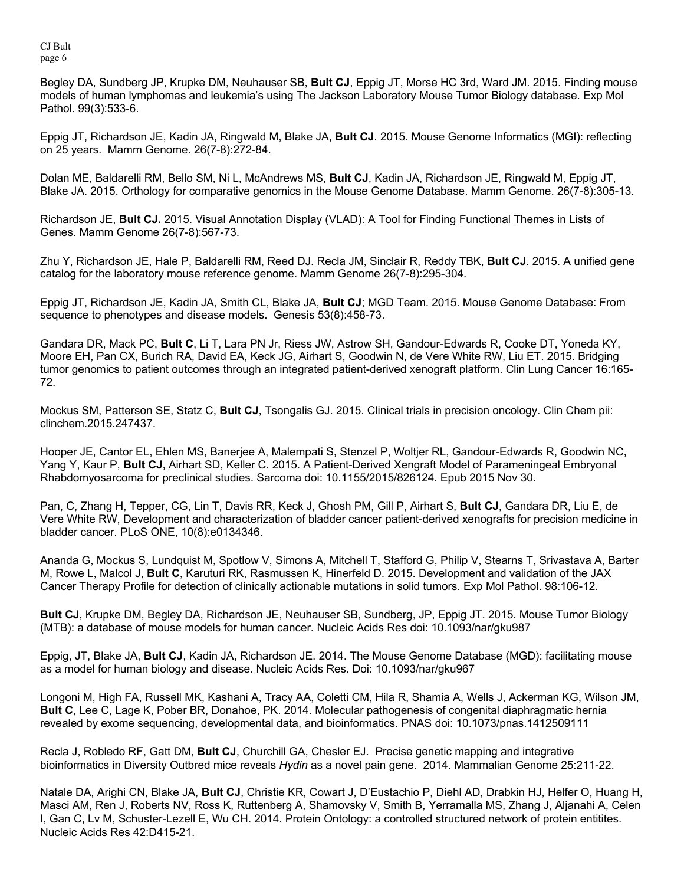Begley DA, Sundberg JP, Krupke DM, Neuhauser SB, **Bult CJ**, Eppig JT, Morse HC 3rd, Ward JM. 2015. Finding mouse models of human lymphomas and leukemia's using The Jackson Laboratory Mouse Tumor Biology database. Exp Mol Pathol. 99(3):533-6.

Eppig JT, Richardson JE, Kadin JA, Ringwald M, Blake JA, **Bult CJ**. 2015. Mouse Genome Informatics (MGI): reflecting on 25 years. Mamm Genome. 26(7-8):272-84.

Dolan ME, Baldarelli RM, Bello SM, Ni L, McAndrews MS, **Bult CJ**, Kadin JA, Richardson JE, Ringwald M, Eppig JT, Blake JA. 2015. Orthology for comparative genomics in the Mouse Genome Database. Mamm Genome. 26(7-8):305-13.

Richardson JE, **Bult CJ.** 2015. Visual Annotation Display (VLAD): A Tool for Finding Functional Themes in Lists of Genes. Mamm Genome 26(7-8):567-73.

Zhu Y, Richardson JE, Hale P, Baldarelli RM, Reed DJ. Recla JM, Sinclair R, Reddy TBK, **Bult CJ**. 2015. A unified gene catalog for the laboratory mouse reference genome. Mamm Genome 26(7-8):295-304.

Eppig JT, Richardson JE, Kadin JA, Smith CL, Blake JA, **Bult CJ**; MGD Team. 2015. Mouse Genome Database: From sequence to phenotypes and disease models. Genesis 53(8):458-73.

Gandara DR, Mack PC, **Bult C**, Li T, Lara PN Jr, Riess JW, Astrow SH, Gandour-Edwards R, Cooke DT, Yoneda KY, Moore EH, Pan CX, Burich RA, David EA, Keck JG, Airhart S, Goodwin N, de Vere White RW, Liu ET. 2015. Bridging tumor genomics to patient outcomes through an integrated patient-derived xenograft platform. Clin Lung Cancer 16:165-72.

Mockus SM, Patterson SE, Statz C, **Bult CJ**, Tsongalis GJ. 2015. Clinical trials in precision oncology. Clin Chem pii: clinchem.2015.247437.

Hooper JE, Cantor EL, Ehlen MS, Banerjee A, Malempati S, Stenzel P, Woltjer RL, Gandour-Edwards R, Goodwin NC, Yang Y, Kaur P, **Bult CJ**, Airhart SD, Keller C. 2015. A Patient-Derived Xengraft Model of Parameningeal Embryonal Rhabdomyosarcoma for preclinical studies. Sarcoma doi: 10.1155/2015/826124. Epub 2015 Nov 30.

Pan, C, Zhang H, Tepper, CG, Lin T, Davis RR, Keck J, Ghosh PM, Gill P, Airhart S, **Bult CJ**, Gandara DR, Liu E, de Vere White RW, Development and characterization of bladder cancer patient-derived xenografts for precision medicine in bladder cancer. PLoS ONE, 10(8):e0134346.

Ananda G, Mockus S, Lundquist M, Spotlow V, Simons A, Mitchell T, Stafford G, Philip V, Stearns T, Srivastava A, Barter M, Rowe L, Malcol J, **Bult C**, Karuturi RK, Rasmussen K, Hinerfeld D. 2015. Development and validation of the JAX Cancer Therapy Profile for detection of clinically actionable mutations in solid tumors. Exp Mol Pathol. 98:106-12.

**Bult CJ**, Krupke DM, Begley DA, Richardson JE, Neuhauser SB, Sundberg, JP, Eppig JT. 2015. Mouse Tumor Biology (MTB): a database of mouse models for human cancer. Nucleic Acids Res doi: 10.1093/nar/gku987

Eppig, JT, Blake JA, **Bult CJ**, Kadin JA, Richardson JE. 2014. The Mouse Genome Database (MGD): facilitating mouse as a model for human biology and disease. Nucleic Acids Res. Doi: 10.1093/nar/gku967

Longoni M, High FA, Russell MK, Kashani A, Tracy AA, Coletti CM, Hila R, Shamia A, Wells J, Ackerman KG, Wilson JM, **Bult C**, Lee C, Lage K, Pober BR, Donahoe, PK. 2014. Molecular pathogenesis of congenital diaphragmatic hernia revealed by exome sequencing, developmental data, and bioinformatics. PNAS doi: 10.1073/pnas.1412509111

Recla J, Robledo RF, Gatt DM, **Bult CJ**, Churchill GA, Chesler EJ. Precise genetic mapping and integrative bioinformatics in Diversity Outbred mice reveals *Hydin* as a novel pain gene. 2014. Mammalian Genome 25:211-22.

Natale DA, Arighi CN, Blake JA, **Bult CJ**, Christie KR, Cowart J, D'Eustachio P, Diehl AD, Drabkin HJ, Helfer O, Huang H, Masci AM, Ren J, Roberts NV, Ross K, Ruttenberg A, Shamovsky V, Smith B, Yerramalla MS, Zhang J, Aljanahi A, Celen I, Gan C, Lv M, Schuster-Lezell E, Wu CH. 2014. Protein Ontology: a controlled structured network of protein entitites. Nucleic Acids Res 42:D415-21.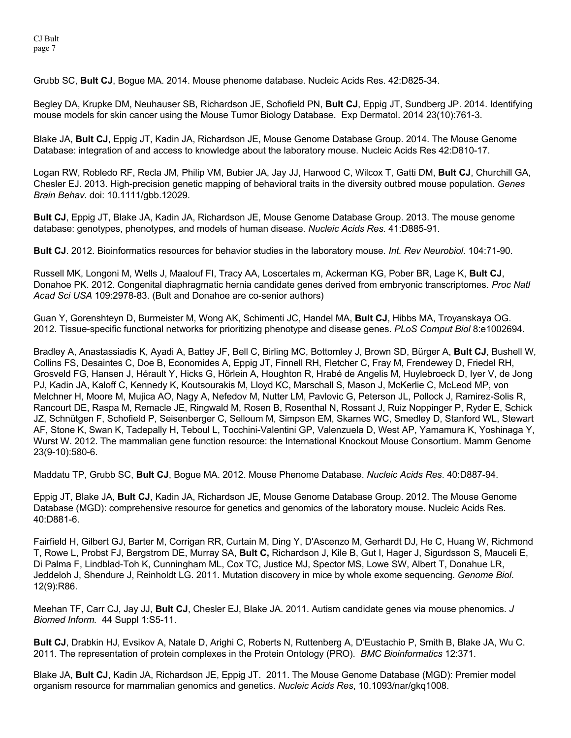Grubb SC, **Bult CJ**, Bogue MA. 2014. Mouse phenome database. Nucleic Acids Res. 42:D825-34.

Begley DA, Krupke DM, Neuhauser SB, Richardson JE, Schofield PN, **Bult CJ**, Eppig JT, Sundberg JP. 2014. Identifying mouse models for skin cancer using the Mouse Tumor Biology Database. Exp Dermatol. 2014 23(10):761-3.

Blake JA, **Bult CJ**, Eppig JT, Kadin JA, Richardson JE, Mouse Genome Database Group. 2014. The Mouse Genome Database: integration of and access to knowledge about the laboratory mouse. Nucleic Acids Res 42:D810-17.

Logan RW, Robledo RF, Recla JM, Philip VM, Bubier JA, Jay JJ, Harwood C, Wilcox T, Gatti DM, **Bult CJ**, Churchill GA, Chesler EJ. 2013. High-precision genetic mapping of behavioral traits in the diversity outbred mouse population. *Genes Brain Behav*. doi: 10.1111/gbb.12029.

**Bult CJ**, Eppig JT, Blake JA, Kadin JA, Richardson JE, Mouse Genome Database Group. 2013. The mouse genome database: genotypes, phenotypes, and models of human disease. *Nucleic Acids Res.* 41:D885-91.

**Bult CJ**. 2012. Bioinformatics resources for behavior studies in the laboratory mouse. *Int. Rev Neurobiol*. 104:71-90.

Russell MK, Longoni M, Wells J, Maalouf FI, Tracy AA, Loscertales m, Ackerman KG, Pober BR, Lage K, **Bult CJ**, Donahoe PK. 2012. Congenital diaphragmatic hernia candidate genes derived from embryonic transcriptomes. *Proc Natl Acad Sci USA* 109:2978-83. (Bult and Donahoe are co-senior authors)

Guan Y, Gorenshteyn D, Burmeister M, Wong AK, Schimenti JC, Handel MA, **Bult CJ**, Hibbs MA, Troyanskaya OG. 2012. Tissue-specific functional networks for prioritizing phenotype and disease genes. *PLoS Comput Biol* 8:e1002694.

Bradley A, Anastassiadis K, Ayadi A, Battey JF, Bell C, Birling MC, Bottomley J, Brown SD, Bürger A, **Bult CJ**, Bushell W, Collins FS, Desaintes C, Doe B, Economides A, Eppig JT, Finnell RH, Fletcher C, Fray M, Frendewey D, Friedel RH, Grosveld FG, Hansen J, Hérault Y, Hicks G, Hörlein A, Houghton R, Hrabé de Angelis M, Huylebroeck D, Iyer V, de Jong PJ, Kadin JA, Kaloff C, Kennedy K, Koutsourakis M, Lloyd KC, Marschall S, Mason J, McKerlie C, McLeod MP, von Melchner H, Moore M, Mujica AO, Nagy A, Nefedov M, Nutter LM, Pavlovic G, Peterson JL, Pollock J, Ramirez-Solis R, Rancourt DE, Raspa M, Remacle JE, Ringwald M, Rosen B, Rosenthal N, Rossant J, Ruiz Noppinger P, Ryder E, Schick JZ, Schnütgen F, Schofield P, Seisenberger C, Selloum M, Simpson EM, Skarnes WC, Smedley D, Stanford WL, Stewart AF, Stone K, Swan K, Tadepally H, Teboul L, Tocchini-Valentini GP, Valenzuela D, West AP, Yamamura K, Yoshinaga Y, Wurst W. 2012. The mammalian gene function resource: the International Knockout Mouse Consortium. Mamm Genome 23(9-10):580-6.

Maddatu TP, Grubb SC, **Bult CJ**, Bogue MA. 2012. Mouse Phenome Database. *Nucleic Acids Res*. 40:D887-94.

Eppig JT, Blake JA, **Bult CJ**, Kadin JA, Richardson JE, Mouse Genome Database Group. 2012. The Mouse Genome Database (MGD): comprehensive resource for genetics and genomics of the laboratory mouse. Nucleic Acids Res. 40:D881-6.

Fairfield H, Gilbert GJ, Barter M, Corrigan RR, Curtain M, Ding Y, D'Ascenzo M, Gerhardt DJ, He C, Huang W, Richmond T, Rowe L, Probst FJ, Bergstrom DE, Murray SA, **Bult C,** Richardson J, Kile B, Gut I, Hager J, Sigurdsson S, Mauceli E, Di Palma F, Lindblad-Toh K, Cunningham ML, Cox TC, Justice MJ, Spector MS, Lowe SW, Albert T, Donahue LR, Jeddeloh J, Shendure J, Reinholdt LG. 2011. Mutation discovery in mice by whole exome sequencing. *Genome Biol*. 12(9):R86.

Meehan TF, Carr CJ, Jay JJ, **Bult CJ**, Chesler EJ, Blake JA. 2011. Autism candidate genes via mouse phenomics. *J Biomed Inform.* 44 Suppl 1:S5-11.

**Bult CJ**, Drabkin HJ, Evsikov A, Natale D, Arighi C, Roberts N, Ruttenberg A, D'Eustachio P, Smith B, Blake JA, Wu C. 2011. The representation of protein complexes in the Protein Ontology (PRO). *BMC Bioinformatics* 12:371.

Blake JA, **Bult CJ**, Kadin JA, Richardson JE, Eppig JT. 2011. The Mouse Genome Database (MGD): Premier model organism resource for mammalian genomics and genetics. *Nucleic Acids Res*, 10.1093/nar/gkq1008.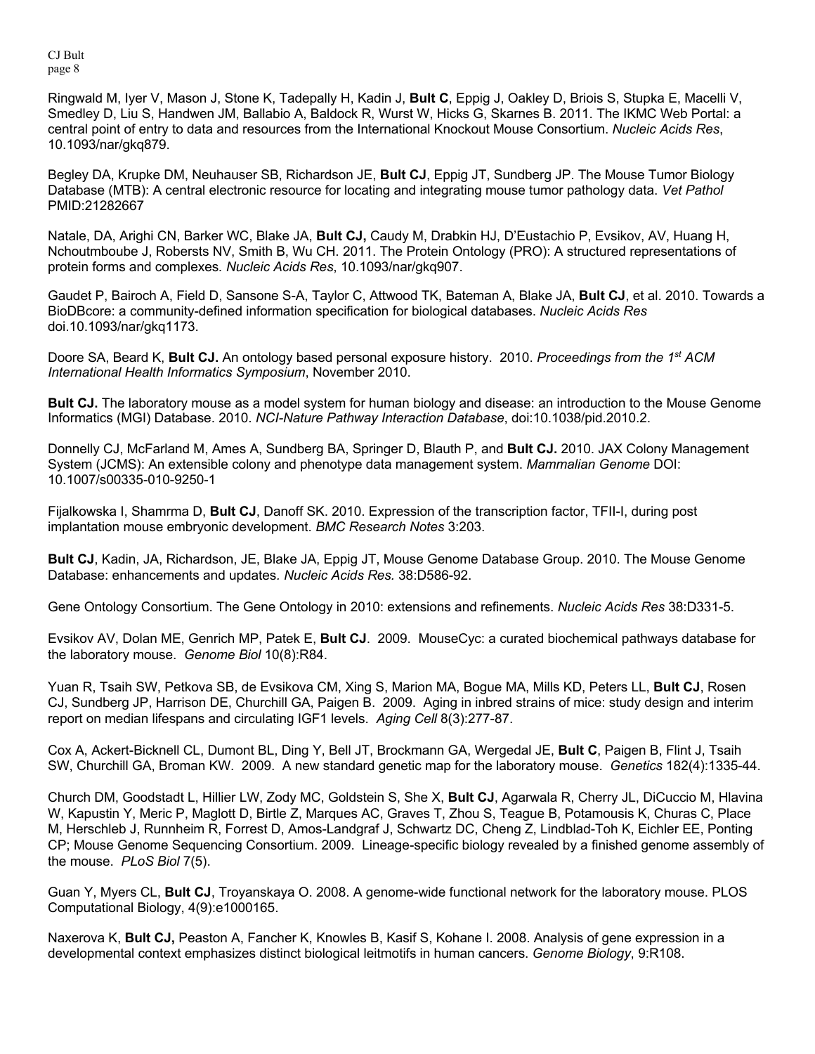Ringwald M, Iyer V, Mason J, Stone K, Tadepally H, Kadin J, **Bult C**, Eppig J, Oakley D, Briois S, Stupka E, Macelli V, Smedley D, Liu S, Handwen JM, Ballabio A, Baldock R, Wurst W, Hicks G, Skarnes B. 2011. The IKMC Web Portal: a central point of entry to data and resources from the International Knockout Mouse Consortium. *Nucleic Acids Res*, 10.1093/nar/gkq879.

Begley DA, Krupke DM, Neuhauser SB, Richardson JE, **Bult CJ**, Eppig JT, Sundberg JP. The Mouse Tumor Biology Database (MTB): A central electronic resource for locating and integrating mouse tumor pathology data. *Vet Pathol* PMID:21282667

Natale, DA, Arighi CN, Barker WC, Blake JA, **Bult CJ,** Caudy M, Drabkin HJ, D'Eustachio P, Evsikov, AV, Huang H, Nchoutmboube J, Robersts NV, Smith B, Wu CH. 2011. The Protein Ontology (PRO): A structured representations of protein forms and complexes. *Nucleic Acids Res*, 10.1093/nar/gkq907.

Gaudet P, Bairoch A, Field D, Sansone S-A, Taylor C, Attwood TK, Bateman A, Blake JA, **Bult CJ**, et al. 2010. Towards a BioDBcore: a community-defined information specification for biological databases. *Nucleic Acids Res* doi.10.1093/nar/gkq1173.

Doore SA, Beard K, **Bult CJ.** An ontology based personal exposure history. 2010. *Proceedings from the 1st ACM International Health Informatics Symposium*, November 2010.

**Bult CJ.** The laboratory mouse as a model system for human biology and disease: an introduction to the Mouse Genome Informatics (MGI) Database. 2010. *NCI-Nature Pathway Interaction Database*, doi:10.1038/pid.2010.2.

Donnelly CJ, McFarland M, Ames A, Sundberg BA, Springer D, Blauth P, and **Bult CJ.** 2010. JAX Colony Management System (JCMS): An extensible colony and phenotype data management system. *Mammalian Genome* DOI: 10.1007/s00335-010-9250-1

Fijalkowska I, Shamrma D, **Bult CJ**, Danoff SK. 2010. Expression of the transcription factor, TFII-I, during post implantation mouse embryonic development. *BMC Research Notes* 3:203.

**Bult CJ**, Kadin, JA, Richardson, JE, Blake JA, Eppig JT, Mouse Genome Database Group. 2010. The Mouse Genome Database: enhancements and updates. *Nucleic Acids Res.* 38:D586-92.

Gene Ontology Consortium. The Gene Ontology in 2010: extensions and refinements. *Nucleic Acids Res* 38:D331-5.

Evsikov AV, Dolan ME, Genrich MP, Patek E, **Bult CJ**. 2009. MouseCyc: a curated biochemical pathways database for the laboratory mouse. *Genome Biol* 10(8):R84.

Yuan R, Tsaih SW, Petkova SB, de Evsikova CM, Xing S, Marion MA, Bogue MA, Mills KD, Peters LL, **Bult CJ**, Rosen CJ, Sundberg JP, Harrison DE, Churchill GA, Paigen B. 2009. Aging in inbred strains of mice: study design and interim report on median lifespans and circulating IGF1 levels. *Aging Cell* 8(3):277-87.

Cox A, Ackert-Bicknell CL, Dumont BL, Ding Y, Bell JT, Brockmann GA, Wergedal JE, **Bult C**, Paigen B, Flint J, Tsaih SW, Churchill GA, Broman KW. 2009. A new standard genetic map for the laboratory mouse. *Genetics* 182(4):1335-44.

Church DM, Goodstadt L, Hillier LW, Zody MC, Goldstein S, She X, **Bult CJ**, Agarwala R, Cherry JL, DiCuccio M, Hlavina W, Kapustin Y, Meric P, Maglott D, Birtle Z, Marques AC, Graves T, Zhou S, Teague B, Potamousis K, Churas C, Place M, Herschleb J, Runnheim R, Forrest D, Amos-Landgraf J, Schwartz DC, Cheng Z, Lindblad-Toh K, Eichler EE, Ponting CP; Mouse Genome Sequencing Consortium. 2009. Lineage-specific biology revealed by a finished genome assembly of the mouse. *PLoS Biol* 7(5).

Guan Y, Myers CL, **Bult CJ**, Troyanskaya O. 2008. A genome-wide functional network for the laboratory mouse. PLOS Computational Biology, 4(9):e1000165.

Naxerova K, **Bult CJ,** Peaston A, Fancher K, Knowles B, Kasif S, Kohane I. 2008. Analysis of gene expression in a developmental context emphasizes distinct biological leitmotifs in human cancers. *Genome Biology*, 9:R108.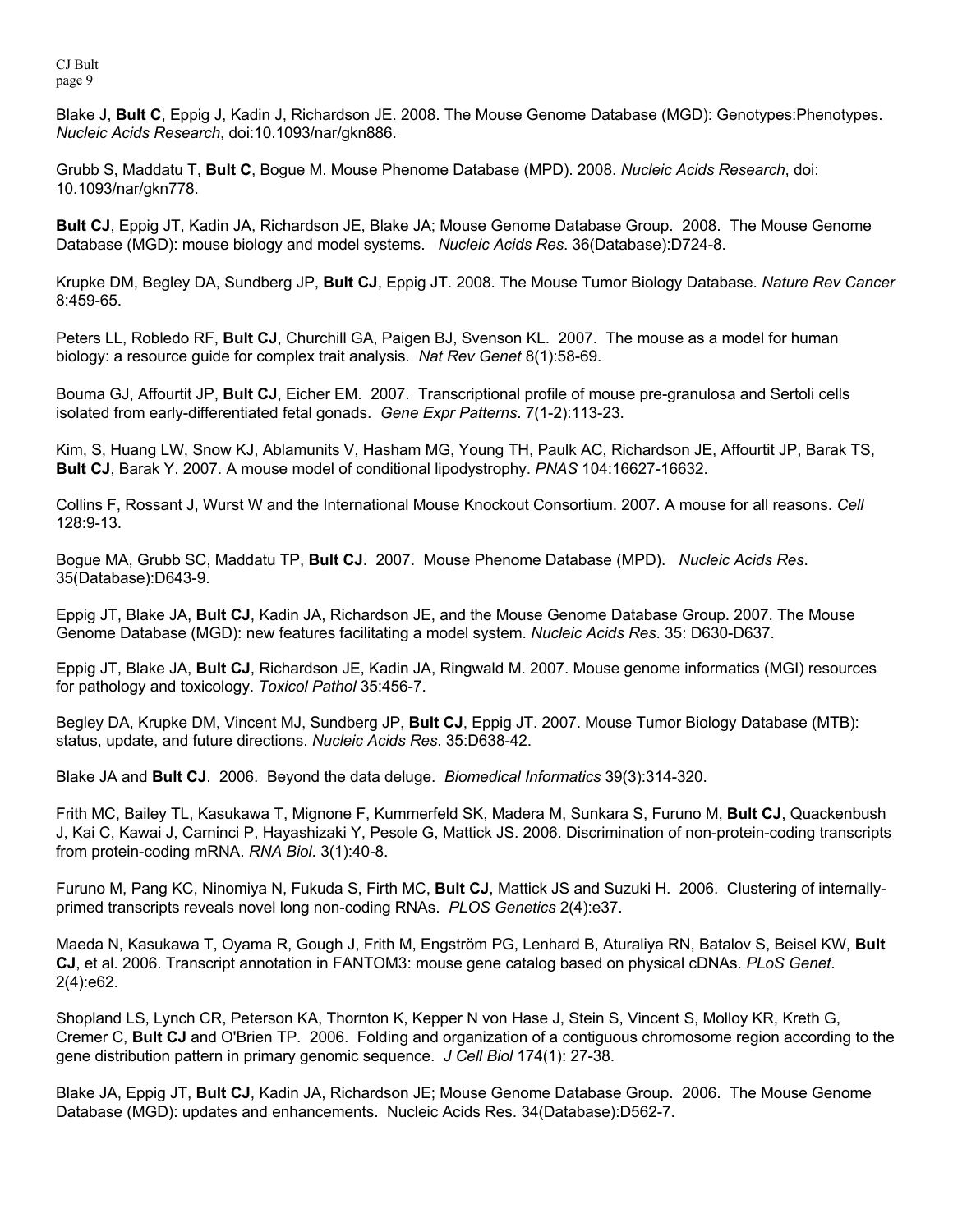Blake J, **Bult C**, Eppig J, Kadin J, Richardson JE. 2008. The Mouse Genome Database (MGD): Genotypes:Phenotypes. *Nucleic Acids Research*, doi:10.1093/nar/gkn886.

Grubb S, Maddatu T, **Bult C**, Bogue M. Mouse Phenome Database (MPD). 2008. *Nucleic Acids Research*, doi: 10.1093/nar/gkn778.

**Bult CJ**, Eppig JT, Kadin JA, Richardson JE, Blake JA; Mouse Genome Database Group. 2008. The Mouse Genome Database (MGD): mouse biology and model systems. *Nucleic Acids Res*. 36(Database):D724-8.

Krupke DM, Begley DA, Sundberg JP, **Bult CJ**, Eppig JT. 2008. The Mouse Tumor Biology Database. *Nature Rev Cancer* 8:459-65.

Peters LL, Robledo RF, **Bult CJ**, Churchill GA, Paigen BJ, Svenson KL. 2007. The mouse as a model for human biology: a resource guide for complex trait analysis. *Nat Rev Genet* 8(1):58-69.

Bouma GJ, Affourtit JP, **Bult CJ**, Eicher EM. 2007. Transcriptional profile of mouse pre-granulosa and Sertoli cells isolated from early-differentiated fetal gonads. *Gene Expr Patterns*. 7(1-2):113-23.

Kim, S, Huang LW, Snow KJ, Ablamunits V, Hasham MG, Young TH, Paulk AC, Richardson JE, Affourtit JP, Barak TS, **Bult CJ**, Barak Y. 2007. A mouse model of conditional lipodystrophy. *PNAS* 104:16627-16632.

Collins F, Rossant J, Wurst W and the International Mouse Knockout Consortium. 2007. A mouse for all reasons. *Cell* 128:9-13.

Bogue MA, Grubb SC, Maddatu TP, **Bult CJ**. 2007. Mouse Phenome Database (MPD). *Nucleic Acids Res*. 35(Database):D643-9.

Eppig JT, Blake JA, **Bult CJ**, Kadin JA, Richardson JE, and the Mouse Genome Database Group. 2007. The Mouse Genome Database (MGD): new features facilitating a model system. *Nucleic Acids Res*. 35: D630-D637.

Eppig JT, Blake JA, **Bult CJ**, Richardson JE, Kadin JA, Ringwald M. 2007. Mouse genome informatics (MGI) resources for pathology and toxicology. *Toxicol Pathol* 35:456-7.

Begley DA, Krupke DM, Vincent MJ, Sundberg JP, **Bult CJ**, Eppig JT. 2007. Mouse Tumor Biology Database (MTB): status, update, and future directions. *Nucleic Acids Res*. 35:D638-42.

Blake JA and **Bult CJ**. 2006. Beyond the data deluge. *Biomedical Informatics* 39(3):314-320.

Frith MC, Bailey TL, Kasukawa T, Mignone F, Kummerfeld SK, Madera M, Sunkara S, Furuno M, **Bult CJ**, Quackenbush J, Kai C, Kawai J, Carninci P, Hayashizaki Y, Pesole G, Mattick JS. 2006. Discrimination of non-protein-coding transcripts from protein-coding mRNA. *RNA Biol*. 3(1):40-8.

Furuno M, Pang KC, Ninomiya N, Fukuda S, Firth MC, **Bult CJ**, Mattick JS and Suzuki H. 2006. Clustering of internally-primed transcripts reveals novel long non-coding RNAs. *PLOS Genetics* 2(4):e37.

Maeda N, Kasukawa T, Oyama R, Gough J, Frith M, Engström PG, Lenhard B, Aturaliya RN, Batalov S, Beisel KW, **Bult CJ**, et al. 2006. Transcript annotation in FANTOM3: mouse gene catalog based on physical cDNAs. *PLoS Genet*. 2(4):e62.

Shopland LS, Lynch CR, Peterson KA, Thornton K, Kepper N von Hase J, Stein S, Vincent S, Molloy KR, Kreth G, Cremer C, **Bult CJ** and O'Brien TP. 2006. Folding and organization of a contiguous chromosome region according to the gene distribution pattern in primary genomic sequence. *J Cell Biol* 174(1): 27-38.

Blake JA, Eppig JT, **Bult CJ**, Kadin JA, Richardson JE; Mouse Genome Database Group. 2006. The Mouse Genome Database (MGD): updates and enhancements. Nucleic Acids Res. 34(Database):D562-7.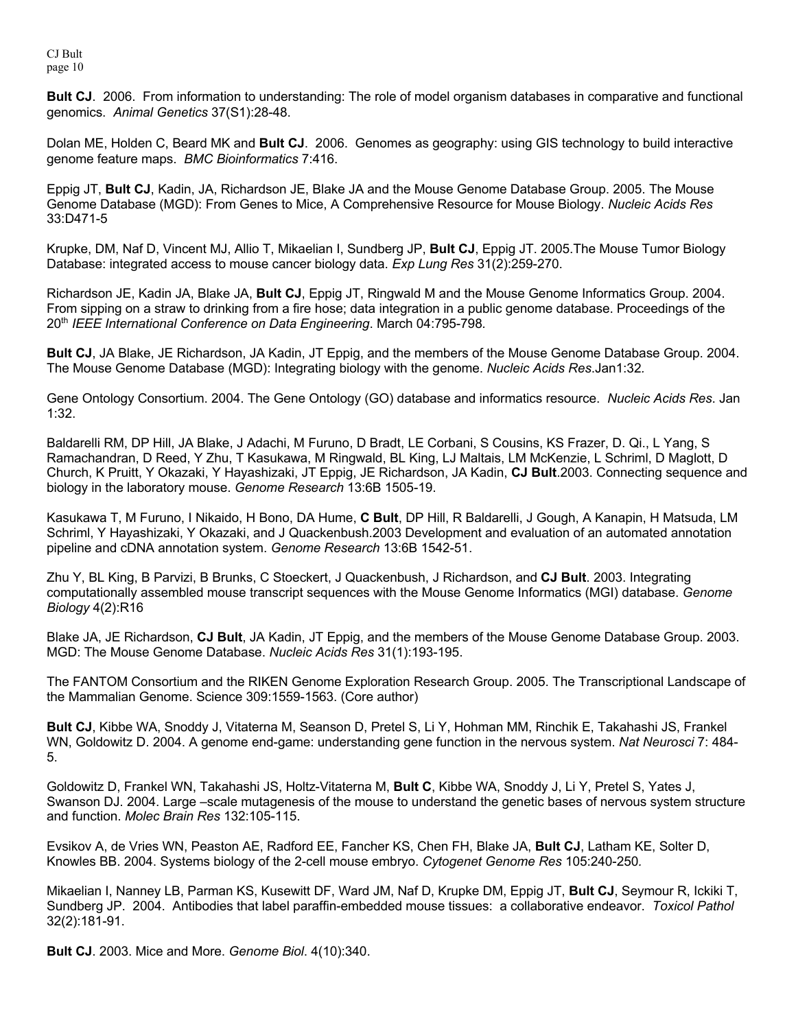**Bult CJ**. 2006. From information to understanding: The role of model organism databases in comparative and functional genomics. *Animal Genetics* 37(S1):28-48.

Dolan ME, Holden C, Beard MK and **Bult CJ**. 2006. Genomes as geography: using GIS technology to build interactive genome feature maps. *BMC Bioinformatics* 7:416.

Eppig JT, **Bult CJ**, Kadin, JA, Richardson JE, Blake JA and the Mouse Genome Database Group. 2005. The Mouse Genome Database (MGD): From Genes to Mice, A Comprehensive Resource for Mouse Biology. *Nucleic Acids Res* 33:D471-5

Krupke, DM, Naf D, Vincent MJ, Allio T, Mikaelian I, Sundberg JP, **Bult CJ**, Eppig JT. 2005.The Mouse Tumor Biology Database: integrated access to mouse cancer biology data. *Exp Lung Res* 31(2):259-270.

Richardson JE, Kadin JA, Blake JA, **Bult CJ**, Eppig JT, Ringwald M and the Mouse Genome Informatics Group. 2004. From sipping on a straw to drinking from a fire hose; data integration in a public genome database. Proceedings of the 20th *IEEE International Conference on Data Engineering*. March 04:795-798.

**Bult CJ**, JA Blake, JE Richardson, JA Kadin, JT Eppig, and the members of the Mouse Genome Database Group. 2004. The Mouse Genome Database (MGD): Integrating biology with the genome. *Nucleic Acids Res*.Jan1:32.

Gene Ontology Consortium. 2004. The Gene Ontology (GO) database and informatics resource. *Nucleic Acids Res*. Jan 1:32.

Baldarelli RM, DP Hill, JA Blake, J Adachi, M Furuno, D Bradt, LE Corbani, S Cousins, KS Frazer, D. Qi., L Yang, S Ramachandran, D Reed, Y Zhu, T Kasukawa, M Ringwald, BL King, LJ Maltais, LM McKenzie, L Schriml, D Maglott, D Church, K Pruitt, Y Okazaki, Y Hayashizaki, JT Eppig, JE Richardson, JA Kadin, **CJ Bult**.2003. Connecting sequence and biology in the laboratory mouse. *Genome Research* 13:6B 1505-19.

Kasukawa T, M Furuno, I Nikaido, H Bono, DA Hume, **C Bult**, DP Hill, R Baldarelli, J Gough, A Kanapin, H Matsuda, LM Schriml, Y Hayashizaki, Y Okazaki, and J Quackenbush.2003 Development and evaluation of an automated annotation pipeline and cDNA annotation system. *Genome Research* 13:6B 1542-51.

Zhu Y, BL King, B Parvizi, B Brunks, C Stoeckert, J Quackenbush, J Richardson, and **CJ Bult**. 2003. Integrating computationally assembled mouse transcript sequences with the Mouse Genome Informatics (MGI) database. *Genome Biology* 4(2):R16

Blake JA, JE Richardson, **CJ Bult**, JA Kadin, JT Eppig, and the members of the Mouse Genome Database Group. 2003. MGD: The Mouse Genome Database. *Nucleic Acids Res* 31(1):193-195.

The FANTOM Consortium and the RIKEN Genome Exploration Research Group. 2005. The Transcriptional Landscape of the Mammalian Genome. Science 309:1559-1563. (Core author)

**Bult CJ**, Kibbe WA, Snoddy J, Vitaterna M, Seanson D, Pretel S, Li Y, Hohman MM, Rinchik E, Takahashi JS, Frankel WN, Goldowitz D. 2004. A genome end-game: understanding gene function in the nervous system. *Nat Neurosci* 7: 484-5.

Goldowitz D, Frankel WN, Takahashi JS, Holtz-Vitaterna M, **Bult C**, Kibbe WA, Snoddy J, Li Y, Pretel S, Yates J, Swanson DJ. 2004. Large –scale mutagenesis of the mouse to understand the genetic bases of nervous system structure and function. *Molec Brain Res* 132:105-115.

Evsikov A, de Vries WN, Peaston AE, Radford EE, Fancher KS, Chen FH, Blake JA, **Bult CJ**, Latham KE, Solter D, Knowles BB. 2004. Systems biology of the 2-cell mouse embryo. *Cytogenet Genome Res* 105:240-250.

Mikaelian I, Nanney LB, Parman KS, Kusewitt DF, Ward JM, Naf D, Krupke DM, Eppig JT, **Bult CJ**, Seymour R, Ickiki T, Sundberg JP. 2004. Antibodies that label paraffin-embedded mouse tissues: a collaborative endeavor. *Toxicol Pathol* 32(2):181-91.

**Bult CJ**. 2003. Mice and More. *Genome Biol*. 4(10):340.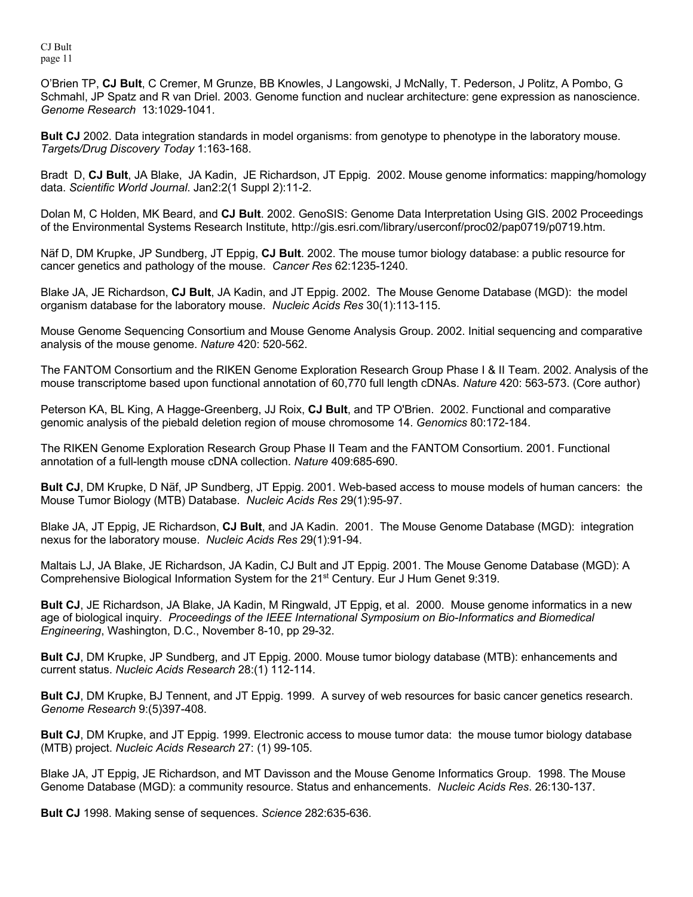O'Brien TP, **CJ Bult**, C Cremer, M Grunze, BB Knowles, J Langowski, J McNally, T. Pederson, J Politz, A Pombo, G Schmahl, JP Spatz and R van Driel. 2003. Genome function and nuclear architecture: gene expression as nanoscience. *Genome Research* 13:1029-1041.

**Bult CJ** 2002. Data integration standards in model organisms: from genotype to phenotype in the laboratory mouse. *Targets/Drug Discovery Today* 1:163-168.

Bradt D, **CJ Bult**, JA Blake, JA Kadin, JE Richardson, JT Eppig. 2002. Mouse genome informatics: mapping/homology data. *Scientific World Journal*. Jan2:2(1 Suppl 2):11-2.

Dolan M, C Holden, MK Beard, and **CJ Bult**. 2002. GenoSIS: Genome Data Interpretation Using GIS. 2002 Proceedings of the Environmental Systems Research Institute, http://gis.esri.com/library/userconf/proc02/pap0719/p0719.htm.

Näf D, DM Krupke, JP Sundberg, JT Eppig, **CJ Bult**. 2002. The mouse tumor biology database: a public resource for cancer genetics and pathology of the mouse. *Cancer Res* 62:1235-1240.

Blake JA, JE Richardson, **CJ Bult**, JA Kadin, and JT Eppig. 2002. The Mouse Genome Database (MGD): the model organism database for the laboratory mouse. *Nucleic Acids Res* 30(1):113-115.

Mouse Genome Sequencing Consortium and Mouse Genome Analysis Group. 2002. Initial sequencing and comparative analysis of the mouse genome. *Nature* 420: 520-562.

The FANTOM Consortium and the RIKEN Genome Exploration Research Group Phase I & II Team. 2002. Analysis of the mouse transcriptome based upon functional annotation of 60,770 full length cDNAs. *Nature* 420: 563-573. (Core author)

Peterson KA, BL King, A Hagge-Greenberg, JJ Roix, **CJ Bult**, and TP O'Brien. 2002. Functional and comparative genomic analysis of the piebald deletion region of mouse chromosome 14. *Genomics* 80:172-184.

The RIKEN Genome Exploration Research Group Phase II Team and the FANTOM Consortium. 2001. Functional annotation of a full-length mouse cDNA collection. *Nature* 409:685-690.

**Bult CJ**, DM Krupke, D Näf, JP Sundberg, JT Eppig. 2001. Web-based access to mouse models of human cancers: the Mouse Tumor Biology (MTB) Database. *Nucleic Acids Res* 29(1):95-97.

Blake JA, JT Eppig, JE Richardson, **CJ Bult**, and JA Kadin. 2001. The Mouse Genome Database (MGD): integration nexus for the laboratory mouse. *Nucleic Acids Res* 29(1):91-94.

Maltais LJ, JA Blake, JE Richardson, JA Kadin, CJ Bult and JT Eppig. 2001. The Mouse Genome Database (MGD): A Comprehensive Biological Information System for the 21st Century. Eur J Hum Genet 9:319.

**Bult CJ**, JE Richardson, JA Blake, JA Kadin, M Ringwald, JT Eppig, et al. 2000. Mouse genome informatics in a new age of biological inquiry. *Proceedings of the IEEE International Symposium on Bio-Informatics and Biomedical Engineering*, Washington, D.C., November 8-10, pp 29-32.

**Bult CJ**, DM Krupke, JP Sundberg, and JT Eppig. 2000. Mouse tumor biology database (MTB): enhancements and current status. *Nucleic Acids Research* 28:(1) 112-114.

**Bult CJ**, DM Krupke, BJ Tennent, and JT Eppig. 1999. A survey of web resources for basic cancer genetics research. *Genome Research* 9:(5)397-408.

**Bult CJ**, DM Krupke, and JT Eppig. 1999. Electronic access to mouse tumor data: the mouse tumor biology database (MTB) project. *Nucleic Acids Research* 27: (1) 99-105.

Blake JA, JT Eppig, JE Richardson, and MT Davisson and the Mouse Genome Informatics Group. 1998. The Mouse Genome Database (MGD): a community resource. Status and enhancements. *Nucleic Acids Res*. 26:130-137.

**Bult CJ** 1998. Making sense of sequences. *Science* 282:635-636.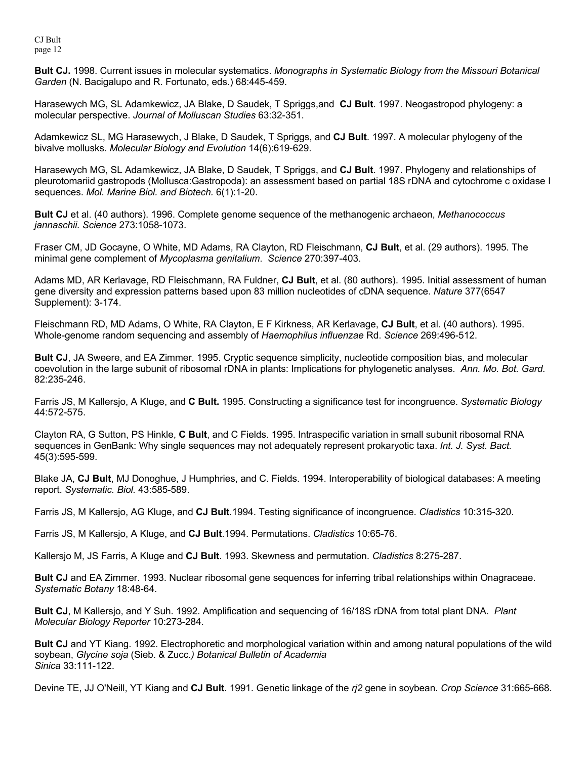**Bult CJ.** 1998. Current issues in molecular systematics. *Monographs in Systematic Biology from the Missouri Botanical Garden* (N. Bacigalupo and R. Fortunato, eds.) 68:445-459.

Harasewych MG, SL Adamkewicz, JA Blake, D Saudek, T Spriggs,and **CJ Bult**. 1997. Neogastropod phylogeny: a molecular perspective. *Journal of Molluscan Studies* 63:32-351.

Adamkewicz SL, MG Harasewych, J Blake, D Saudek, T Spriggs, and **CJ Bult**. 1997. A molecular phylogeny of the bivalve mollusks. *Molecular Biology and Evolution* 14(6):619-629.

Harasewych MG, SL Adamkewicz, JA Blake, D Saudek, T Spriggs, and **CJ Bult**. 1997. Phylogeny and relationships of pleurotomariid gastropods (Mollusca:Gastropoda): an assessment based on partial 18S rDNA and cytochrome c oxidase I sequences. *Mol. Marine Biol. and Biotech.* 6(1):1-20.

**Bult CJ** et al. (40 authors). 1996. Complete genome sequence of the methanogenic archaeon, *Methanococcus jannaschii. Science* 273:1058-1073.

Fraser CM, JD Gocayne, O White, MD Adams, RA Clayton, RD Fleischmann, **CJ Bult**, et al. (29 authors). 1995. The minimal gene complement of *Mycoplasma genitalium*. *Science* 270:397-403.

Adams MD, AR Kerlavage, RD Fleischmann, RA Fuldner, **CJ Bult**, et al. (80 authors). 1995. Initial assessment of human gene diversity and expression patterns based upon 83 million nucleotides of cDNA sequence. *Nature* 377(6547 Supplement): 3-174.

Fleischmann RD, MD Adams, O White, RA Clayton, E F Kirkness, AR Kerlavage, **CJ Bult**, et al. (40 authors). 1995. Whole-genome random sequencing and assembly of *Haemophilus influenzae* Rd. *Science* 269:496-512.

**Bult CJ**, JA Sweere, and EA Zimmer. 1995. Cryptic sequence simplicity, nucleotide composition bias, and molecular coevolution in the large subunit of ribosomal rDNA in plants: Implications for phylogenetic analyses. *Ann. Mo. Bot. Gard.* 82:235-246.

Farris JS, M Kallersjo, A Kluge, and **C Bult.** 1995. Constructing a significance test for incongruence. *Systematic Biology* 44:572-575.

Clayton RA, G Sutton, PS Hinkle, **C Bult**, and C Fields. 1995. Intraspecific variation in small subunit ribosomal RNA sequences in GenBank: Why single sequences may not adequately represent prokaryotic taxa. *Int. J. Syst. Bact.* 45(3):595-599.

Blake JA, **CJ Bult**, MJ Donoghue, J Humphries, and C. Fields. 1994. Interoperability of biological databases: A meeting report. *Systematic. Biol.* 43:585-589.

Farris JS, M Kallersjo, AG Kluge, and **CJ Bult**.1994. Testing significance of incongruence. *Cladistics* 10:315-320.

Farris JS, M Kallersjo, A Kluge, and **CJ Bult**.1994. Permutations. *Cladistics* 10:65-76.

Kallersjo M, JS Farris, A Kluge and **CJ Bult**. 1993. Skewness and permutation. *Cladistics* 8:275-287.

**Bult CJ** and EA Zimmer. 1993. Nuclear ribosomal gene sequences for inferring tribal relationships within Onagraceae. *Systematic Botany* 18:48-64.

**Bult CJ**, M Kallersjo, and Y Suh. 1992. Amplification and sequencing of 16/18S rDNA from total plant DNA. *Plant Molecular Biology Reporter* 10:273-284.

**Bult CJ** and YT Kiang. 1992. Electrophoretic and morphological variation within and among natural populations of the wild soybean, *Glycine soja* (Sieb. & Zucc.*) Botanical Bulletin of Academia Sinica* 33:111-122.

Devine TE, JJ O'Neill, YT Kiang and **CJ Bult**. 1991. Genetic linkage of the *rj2* gene in soybean. *Crop Science* 31:665-668.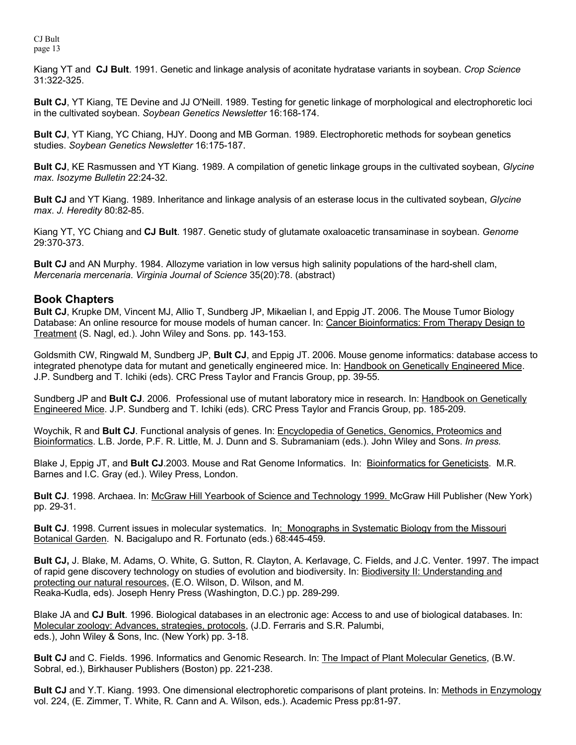Kiang YT and **CJ Bult**. 1991. Genetic and linkage analysis of aconitate hydratase variants in soybean. *Crop Science* 31:322-325.

**Bult CJ**, YT Kiang, TE Devine and JJ O'Neill. 1989. Testing for genetic linkage of morphological and electrophoretic loci in the cultivated soybean. *Soybean Genetics Newsletter* 16:168-174.

**Bult CJ**, YT Kiang, YC Chiang, HJY. Doong and MB Gorman. 1989. Electrophoretic methods for soybean genetics studies. *Soybean Genetics Newsletter* 16:175-187.

**Bult CJ**, KE Rasmussen and YT Kiang. 1989. A compilation of genetic linkage groups in the cultivated soybean, *Glycine max. Isozyme Bulletin* 22:24-32.

**Bult CJ** and YT Kiang. 1989. Inheritance and linkage analysis of an esterase locus in the cultivated soybean, *Glycine max*. *J. Heredity* 80:82-85.

Kiang YT, YC Chiang and **CJ Bult**. 1987. Genetic study of glutamate oxaloacetic transaminase in soybean. *Genome* 29:370-373.

**Bult CJ** and AN Murphy. 1984. Allozyme variation in low versus high salinity populations of the hard-shell clam, *Mercenaria mercenaria*. *Virginia Journal of Science* 35(20):78. (abstract)

## Book Chapters

**Bult CJ**, Krupke DM, Vincent MJ, Allio T, Sundberg JP, Mikaelian I, and Eppig JT. 2006. The Mouse Tumor Biology Database: An online resource for mouse models of human cancer. In: Cancer Bioinformatics: From Therapy Design to Treatment (S. Nagl, ed.). John Wiley and Sons. pp. 143-153.

Goldsmith CW, Ringwald M, Sundberg JP, **Bult CJ**, and Eppig JT. 2006. Mouse genome informatics: database access to integrated phenotype data for mutant and genetically engineered mice. In: Handbook on Genetically Engineered Mice. J.P. Sundberg and T. Ichiki (eds). CRC Press Taylor and Francis Group, pp. 39-55.

Sundberg JP and **Bult CJ**. 2006. Professional use of mutant laboratory mice in research. In: Handbook on Genetically Engineered Mice. J.P. Sundberg and T. Ichiki (eds). CRC Press Taylor and Francis Group, pp. 185-209.

Woychik, R and **Bult CJ**. Functional analysis of genes. In: Encyclopedia of Genetics, Genomics, Proteomics and Bioinformatics. L.B. Jorde, P.F. R. Little, M. J. Dunn and S. Subramaniam (eds.). John Wiley and Sons. *In press.*

Blake J, Eppig JT, and **Bult CJ**.2003. Mouse and Rat Genome Informatics. In: Bioinformatics for Geneticists. M.R. Barnes and I.C. Gray (ed.). Wiley Press, London.

**Bult CJ**. 1998. Archaea. In: McGraw Hill Yearbook of Science and Technology 1999. McGraw Hill Publisher (New York) pp. 29-31.

**Bult CJ**. 1998. Current issues in molecular systematics. In: Monographs in Systematic Biology from the Missouri Botanical Garden. N. Bacigalupo and R. Fortunato (eds.) 68:445-459.

**Bult CJ,** J. Blake, M. Adams, O. White, G. Sutton, R. Clayton, A. Kerlavage, C. Fields, and J.C. Venter. 1997. The impact of rapid gene discovery technology on studies of evolution and biodiversity. In: Biodiversity II: Understanding and protecting our natural resources, (E.O. Wilson, D. Wilson, and M. Reaka-Kudla, eds). Joseph Henry Press (Washington, D.C.) pp. 289-299.

Blake JA and **CJ Bult**. 1996. Biological databases in an electronic age: Access to and use of biological databases. In: Molecular zoology: Advances, strategies, protocols, (J.D. Ferraris and S.R. Palumbi, eds.), John Wiley & Sons, Inc. (New York) pp. 3-18.

**Bult CJ** and C. Fields. 1996. Informatics and Genomic Research. In: The Impact of Plant Molecular Genetics, (B.W. Sobral, ed.), Birkhauser Publishers (Boston) pp. 221-238.

**Bult CJ** and Y.T. Kiang. 1993. One dimensional electrophoretic comparisons of plant proteins. In: Methods in Enzymology vol. 224, (E. Zimmer, T. White, R. Cann and A. Wilson, eds.). Academic Press pp:81-97.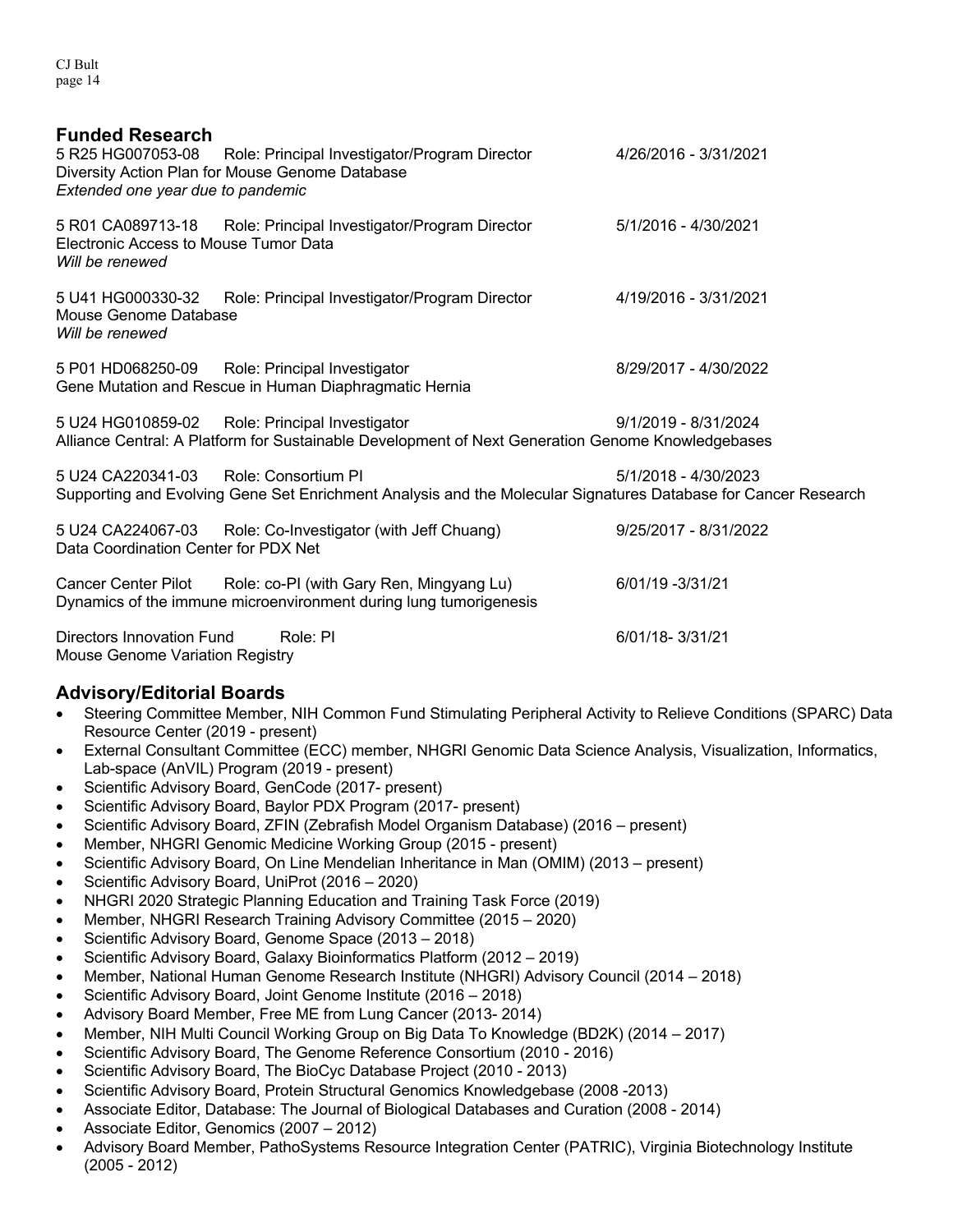## Funded Research

5 R25 HG007053-08 Role: Principal Investigator/Program Director 4/26/2016 - 3/31/2021
Diversity Action Plan for Mouse Genome Database
*Extended one year due to pandemic*

5 R01 CA089713-18 Role: Principal Investigator/Program Director 5/1/2016 - 4/30/2021
Electronic Access to Mouse Tumor Data
*Will be renewed*

5 U41 HG000330-32 Role: Principal Investigator/Program Director 4/19/2016 - 3/31/2021
Mouse Genome Database
*Will be renewed*

5 P01 HD068250-09 Role: Principal Investigator 8/29/2017 - 4/30/2022
Gene Mutation and Rescue in Human Diaphragmatic Hernia

5 U24 HG010859-02 Role: Principal Investigator 9/1/2019 - 8/31/2024
Alliance Central: A Platform for Sustainable Development of Next Generation Genome Knowledgebases

5 U24 CA220341-03 Role: Consortium PI 5/1/2018 - 4/30/2023
Supporting and Evolving Gene Set Enrichment Analysis and the Molecular Signatures Database for Cancer Research

5 U24 CA224067-03 Role: Co-Investigator (with Jeff Chuang) 9/25/2017 - 8/31/2022
Data Coordination Center for PDX Net

Cancer Center Pilot Role: co-PI (with Gary Ren, Mingyang Lu) 6/01/19 -3/31/21
Dynamics of the immune microenvironment during lung tumorigenesis

Directors Innovation Fund Role: PI 6/01/18- 3/31/21
Mouse Genome Variation Registry

## Advisory/Editorial Boards

- Steering Committee Member, NIH Common Fund Stimulating Peripheral Activity to Relieve Conditions (SPARC) Data Resource Center (2019 - present)
- External Consultant Committee (ECC) member, NHGRI Genomic Data Science Analysis, Visualization, Informatics, Lab-space (AnVIL) Program (2019 - present)
- Scientific Advisory Board, GenCode (2017- present)
- Scientific Advisory Board, Baylor PDX Program (2017- present)
- Scientific Advisory Board, ZFIN (Zebrafish Model Organism Database) (2016 – present)
- Member, NHGRI Genomic Medicine Working Group (2015 - present)
- Scientific Advisory Board, On Line Mendelian Inheritance in Man (OMIM) (2013 – present)
- Scientific Advisory Board, UniProt (2016 – 2020)
- NHGRI 2020 Strategic Planning Education and Training Task Force (2019)
- Member, NHGRI Research Training Advisory Committee (2015 – 2020)
- Scientific Advisory Board, Genome Space (2013 – 2018)
- Scientific Advisory Board, Galaxy Bioinformatics Platform (2012 – 2019)
- Member, National Human Genome Research Institute (NHGRI) Advisory Council (2014 – 2018)
- Scientific Advisory Board, Joint Genome Institute (2016 – 2018)
- Advisory Board Member, Free ME from Lung Cancer (2013- 2014)
- Member, NIH Multi Council Working Group on Big Data To Knowledge (BD2K) (2014 – 2017)
- Scientific Advisory Board, The Genome Reference Consortium (2010 - 2016)
- Scientific Advisory Board, The BioCyc Database Project (2010 - 2013)
- Scientific Advisory Board, Protein Structural Genomics Knowledgebase (2008 -2013)
- Associate Editor, Database: The Journal of Biological Databases and Curation (2008 - 2014)
- Associate Editor, Genomics (2007 – 2012)
- Advisory Board Member, PathoSystems Resource Integration Center (PATRIC), Virginia Biotechnology Institute (2005 - 2012)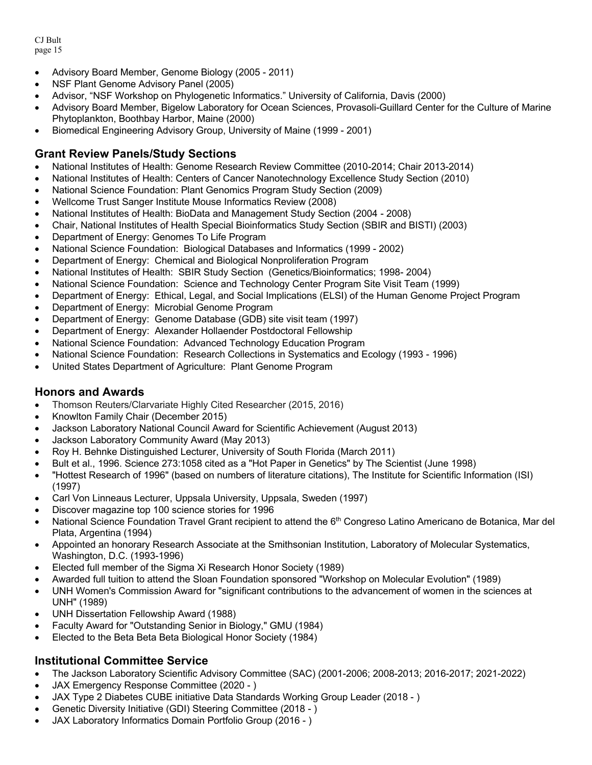- Advisory Board Member, Genome Biology (2005 - 2011)
- NSF Plant Genome Advisory Panel (2005)
- Advisor, "NSF Workshop on Phylogenetic Informatics." University of California, Davis (2000)
- Advisory Board Member, Bigelow Laboratory for Ocean Sciences, Provasoli-Guillard Center for the Culture of Marine Phytoplankton, Boothbay Harbor, Maine (2000)
- Biomedical Engineering Advisory Group, University of Maine (1999 - 2001)

## Grant Review Panels/Study Sections

- National Institutes of Health: Genome Research Review Committee (2010-2014; Chair 2013-2014)
- National Institutes of Health: Centers of Cancer Nanotechnology Excellence Study Section (2010)
- National Science Foundation: Plant Genomics Program Study Section (2009)
- Wellcome Trust Sanger Institute Mouse Informatics Review (2008)
- National Institutes of Health: BioData and Management Study Section (2004 - 2008)
- Chair, National Institutes of Health Special Bioinformatics Study Section (SBIR and BISTI) (2003)
- Department of Energy: Genomes To Life Program
- National Science Foundation: Biological Databases and Informatics (1999 - 2002)
- Department of Energy: Chemical and Biological Nonproliferation Program
- National Institutes of Health: SBIR Study Section (Genetics/Bioinformatics; 1998- 2004)
- National Science Foundation: Science and Technology Center Program Site Visit Team (1999)
- Department of Energy: Ethical, Legal, and Social Implications (ELSI) of the Human Genome Project Program
- Department of Energy: Microbial Genome Program
- Department of Energy: Genome Database (GDB) site visit team (1997)
- Department of Energy: Alexander Hollaender Postdoctoral Fellowship
- National Science Foundation: Advanced Technology Education Program
- National Science Foundation: Research Collections in Systematics and Ecology (1993 - 1996)
- United States Department of Agriculture: Plant Genome Program

## Honors and Awards

- Thomson Reuters/Clarvariate Highly Cited Researcher (2015, 2016)
- Knowlton Family Chair (December 2015)
- Jackson Laboratory National Council Award for Scientific Achievement (August 2013)
- Jackson Laboratory Community Award (May 2013)
- Roy H. Behnke Distinguished Lecturer, University of South Florida (March 2011)
- Bult et al., 1996. Science 273:1058 cited as a "Hot Paper in Genetics" by The Scientist (June 1998)
- "Hottest Research of 1996" (based on numbers of literature citations), The Institute for Scientific Information (ISI) (1997)
- Carl Von Linneaus Lecturer, Uppsala University, Uppsala, Sweden (1997)
- Discover magazine top 100 science stories for 1996
- National Science Foundation Travel Grant recipient to attend the 6th Congreso Latino Americano de Botanica, Mar del Plata, Argentina (1994)
- Appointed an honorary Research Associate at the Smithsonian Institution, Laboratory of Molecular Systematics, Washington, D.C. (1993-1996)
- Elected full member of the Sigma Xi Research Honor Society (1989)
- Awarded full tuition to attend the Sloan Foundation sponsored "Workshop on Molecular Evolution" (1989)
- UNH Women's Commission Award for "significant contributions to the advancement of women in the sciences at UNH" (1989)
- UNH Dissertation Fellowship Award (1988)
- Faculty Award for "Outstanding Senior in Biology," GMU (1984)
- Elected to the Beta Beta Beta Biological Honor Society (1984)

## Institutional Committee Service

- The Jackson Laboratory Scientific Advisory Committee (SAC) (2001-2006; 2008-2013; 2016-2017; 2021-2022)
- JAX Emergency Response Committee (2020 - )
- JAX Type 2 Diabetes CUBE initiative Data Standards Working Group Leader (2018 - )
- Genetic Diversity Initiative (GDI) Steering Committee (2018 - )
- JAX Laboratory Informatics Domain Portfolio Group (2016 - )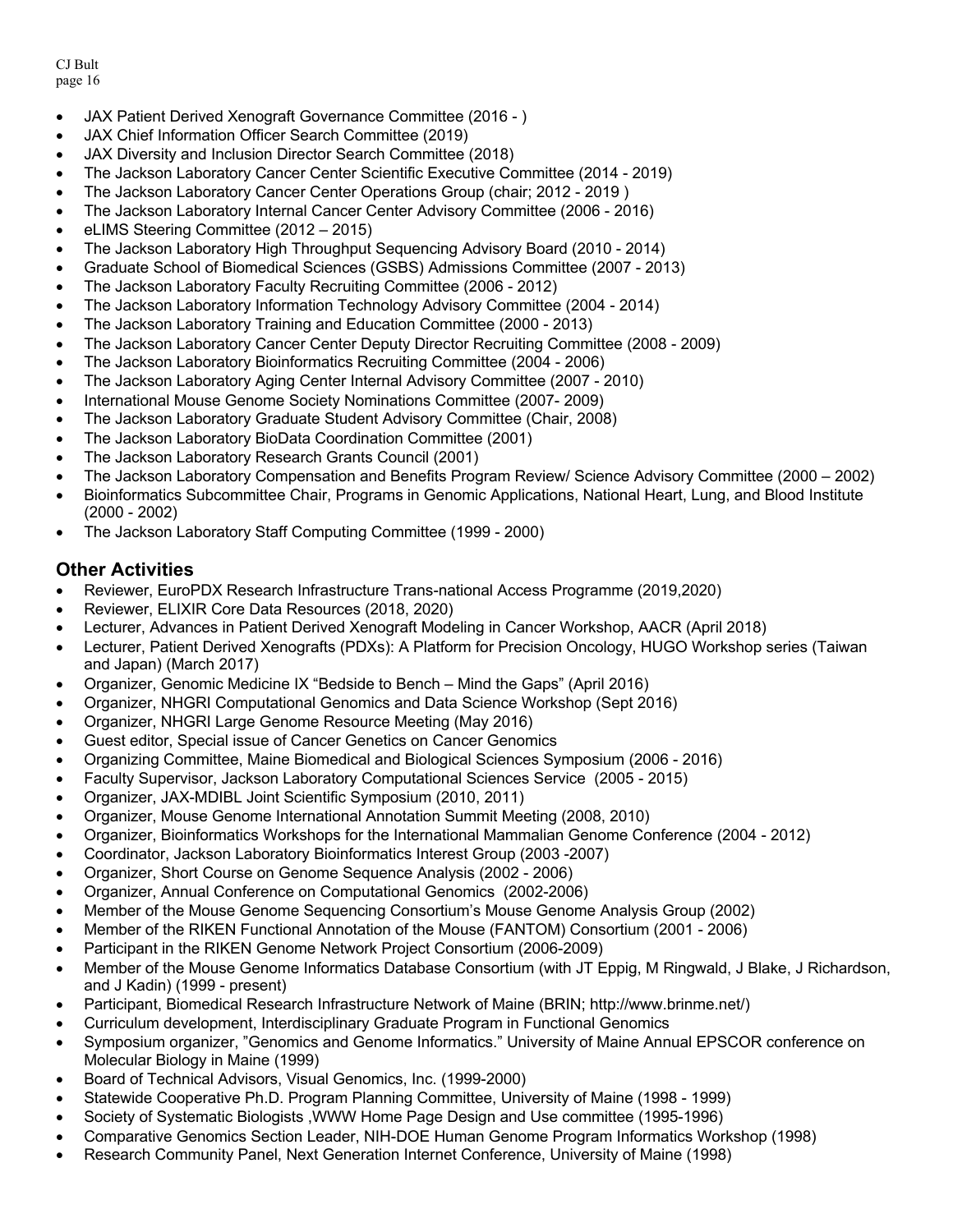- JAX Patient Derived Xenograft Governance Committee (2016 - )
- JAX Chief Information Officer Search Committee (2019)
- JAX Diversity and Inclusion Director Search Committee (2018)
- The Jackson Laboratory Cancer Center Scientific Executive Committee (2014 - 2019)
- The Jackson Laboratory Cancer Center Operations Group (chair; 2012 - 2019 )
- The Jackson Laboratory Internal Cancer Center Advisory Committee (2006 - 2016)
- eLIMS Steering Committee (2012 – 2015)
- The Jackson Laboratory High Throughput Sequencing Advisory Board (2010 - 2014)
- Graduate School of Biomedical Sciences (GSBS) Admissions Committee (2007 - 2013)
- The Jackson Laboratory Faculty Recruiting Committee (2006 - 2012)
- The Jackson Laboratory Information Technology Advisory Committee (2004 - 2014)
- The Jackson Laboratory Training and Education Committee (2000 - 2013)
- The Jackson Laboratory Cancer Center Deputy Director Recruiting Committee (2008 - 2009)
- The Jackson Laboratory Bioinformatics Recruiting Committee (2004 - 2006)
- The Jackson Laboratory Aging Center Internal Advisory Committee (2007 - 2010)
- International Mouse Genome Society Nominations Committee (2007- 2009)
- The Jackson Laboratory Graduate Student Advisory Committee (Chair, 2008)
- The Jackson Laboratory BioData Coordination Committee (2001)
- The Jackson Laboratory Research Grants Council (2001)
- The Jackson Laboratory Compensation and Benefits Program Review/ Science Advisory Committee (2000 – 2002)
- Bioinformatics Subcommittee Chair, Programs in Genomic Applications, National Heart, Lung, and Blood Institute (2000 - 2002)
- The Jackson Laboratory Staff Computing Committee (1999 - 2000)

## Other Activities

- Reviewer, EuroPDX Research Infrastructure Trans-national Access Programme (2019,2020)
- Reviewer, ELIXIR Core Data Resources (2018, 2020)
- Lecturer, Advances in Patient Derived Xenograft Modeling in Cancer Workshop, AACR (April 2018)
- Lecturer, Patient Derived Xenografts (PDXs): A Platform for Precision Oncology, HUGO Workshop series (Taiwan and Japan) (March 2017)
- Organizer, Genomic Medicine IX "Bedside to Bench – Mind the Gaps" (April 2016)
- Organizer, NHGRI Computational Genomics and Data Science Workshop (Sept 2016)
- Organizer, NHGRI Large Genome Resource Meeting (May 2016)
- Guest editor, Special issue of Cancer Genetics on Cancer Genomics
- Organizing Committee, Maine Biomedical and Biological Sciences Symposium (2006 - 2016)
- Faculty Supervisor, Jackson Laboratory Computational Sciences Service (2005 - 2015)
- Organizer, JAX-MDIBL Joint Scientific Symposium (2010, 2011)
- Organizer, Mouse Genome International Annotation Summit Meeting (2008, 2010)
- Organizer, Bioinformatics Workshops for the International Mammalian Genome Conference (2004 - 2012)
- Coordinator, Jackson Laboratory Bioinformatics Interest Group (2003 -2007)
- Organizer, Short Course on Genome Sequence Analysis (2002 - 2006)
- Organizer, Annual Conference on Computational Genomics (2002-2006)
- Member of the Mouse Genome Sequencing Consortium's Mouse Genome Analysis Group (2002)
- Member of the RIKEN Functional Annotation of the Mouse (FANTOM) Consortium (2001 - 2006)
- Participant in the RIKEN Genome Network Project Consortium (2006-2009)
- Member of the Mouse Genome Informatics Database Consortium (with JT Eppig, M Ringwald, J Blake, J Richardson, and J Kadin) (1999 - present)
- Participant, Biomedical Research Infrastructure Network of Maine (BRIN; http://www.brinme.net/)
- Curriculum development, Interdisciplinary Graduate Program in Functional Genomics
- Symposium organizer, "Genomics and Genome Informatics." University of Maine Annual EPSCOR conference on Molecular Biology in Maine (1999)
- Board of Technical Advisors, Visual Genomics, Inc. (1999-2000)
- Statewide Cooperative Ph.D. Program Planning Committee, University of Maine (1998 - 1999)
- Society of Systematic Biologists ,WWW Home Page Design and Use committee (1995-1996)
- Comparative Genomics Section Leader, NIH-DOE Human Genome Program Informatics Workshop (1998)
- Research Community Panel, Next Generation Internet Conference, University of Maine (1998)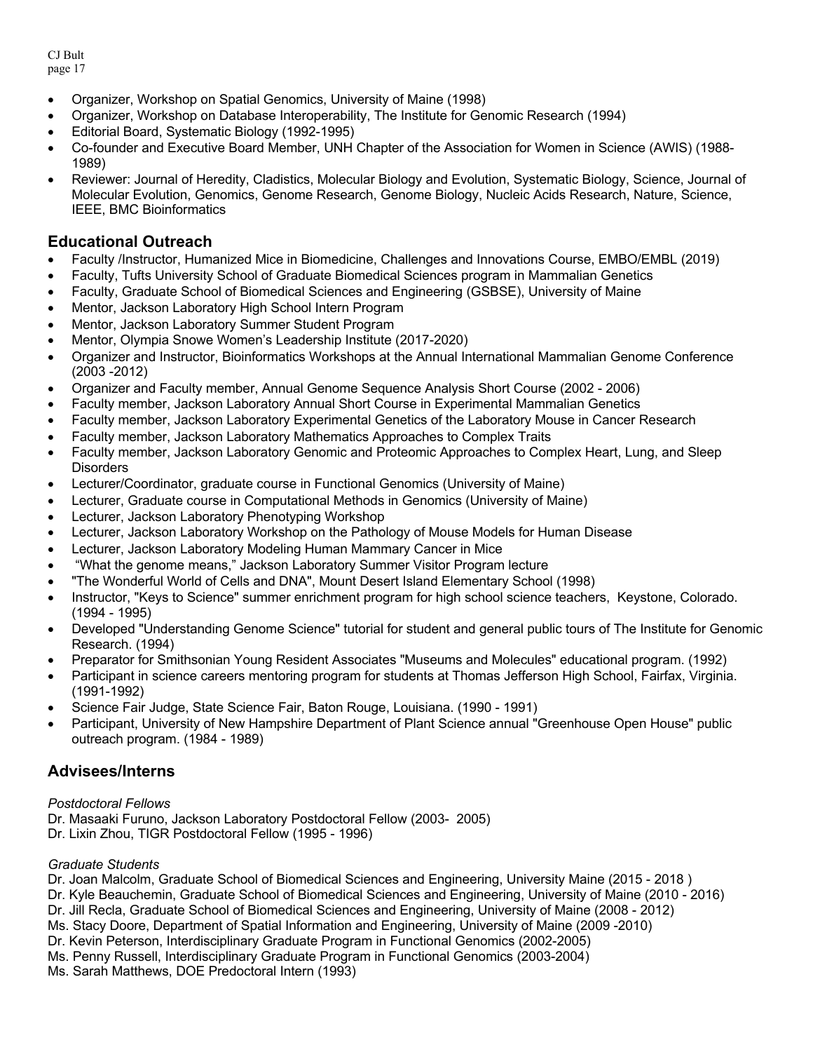- Organizer, Workshop on Spatial Genomics, University of Maine (1998)
- Organizer, Workshop on Database Interoperability, The Institute for Genomic Research (1994)
- Editorial Board, Systematic Biology (1992-1995)
- Co-founder and Executive Board Member, UNH Chapter of the Association for Women in Science (AWIS) (1988-1989)
- Reviewer: Journal of Heredity, Cladistics, Molecular Biology and Evolution, Systematic Biology, Science, Journal of Molecular Evolution, Genomics, Genome Research, Genome Biology, Nucleic Acids Research, Nature, Science, IEEE, BMC Bioinformatics

## Educational Outreach

- Faculty /Instructor, Humanized Mice in Biomedicine, Challenges and Innovations Course, EMBO/EMBL (2019)
- Faculty, Tufts University School of Graduate Biomedical Sciences program in Mammalian Genetics
- Faculty, Graduate School of Biomedical Sciences and Engineering (GSBSE), University of Maine
- Mentor, Jackson Laboratory High School Intern Program
- Mentor, Jackson Laboratory Summer Student Program
- Mentor, Olympia Snowe Women's Leadership Institute (2017-2020)
- Organizer and Instructor, Bioinformatics Workshops at the Annual International Mammalian Genome Conference (2003 -2012)
- Organizer and Faculty member, Annual Genome Sequence Analysis Short Course (2002 - 2006)
- Faculty member, Jackson Laboratory Annual Short Course in Experimental Mammalian Genetics
- Faculty member, Jackson Laboratory Experimental Genetics of the Laboratory Mouse in Cancer Research
- Faculty member, Jackson Laboratory Mathematics Approaches to Complex Traits
- Faculty member, Jackson Laboratory Genomic and Proteomic Approaches to Complex Heart, Lung, and Sleep Disorders
- Lecturer/Coordinator, graduate course in Functional Genomics (University of Maine)
- Lecturer, Graduate course in Computational Methods in Genomics (University of Maine)
- Lecturer, Jackson Laboratory Phenotyping Workshop
- Lecturer, Jackson Laboratory Workshop on the Pathology of Mouse Models for Human Disease
- Lecturer, Jackson Laboratory Modeling Human Mammary Cancer in Mice
- "What the genome means," Jackson Laboratory Summer Visitor Program lecture
- "The Wonderful World of Cells and DNA", Mount Desert Island Elementary School (1998)
- Instructor, "Keys to Science" summer enrichment program for high school science teachers, Keystone, Colorado. (1994 - 1995)
- Developed "Understanding Genome Science" tutorial for student and general public tours of The Institute for Genomic Research. (1994)
- Preparator for Smithsonian Young Resident Associates "Museums and Molecules" educational program. (1992)
- Participant in science careers mentoring program for students at Thomas Jefferson High School, Fairfax, Virginia. (1991-1992)
- Science Fair Judge, State Science Fair, Baton Rouge, Louisiana. (1990 - 1991)
- Participant, University of New Hampshire Department of Plant Science annual "Greenhouse Open House" public outreach program. (1984 - 1989)

## Advisees/Interns

*Postdoctoral Fellows*

Dr. Masaaki Furuno, Jackson Laboratory Postdoctoral Fellow (2003- 2005)
Dr. Lixin Zhou, TIGR Postdoctoral Fellow (1995 - 1996)

*Graduate Students*

Dr. Joan Malcolm, Graduate School of Biomedical Sciences and Engineering, University Maine (2015 - 2018 )
Dr. Kyle Beauchemin, Graduate School of Biomedical Sciences and Engineering, University of Maine (2010 - 2016)
Dr. Jill Recla, Graduate School of Biomedical Sciences and Engineering, University of Maine (2008 - 2012)
Ms. Stacy Doore, Department of Spatial Information and Engineering, University of Maine (2009 -2010)
Dr. Kevin Peterson, Interdisciplinary Graduate Program in Functional Genomics (2002-2005)
Ms. Penny Russell, Interdisciplinary Graduate Program in Functional Genomics (2003-2004)
Ms. Sarah Matthews, DOE Predoctoral Intern (1993)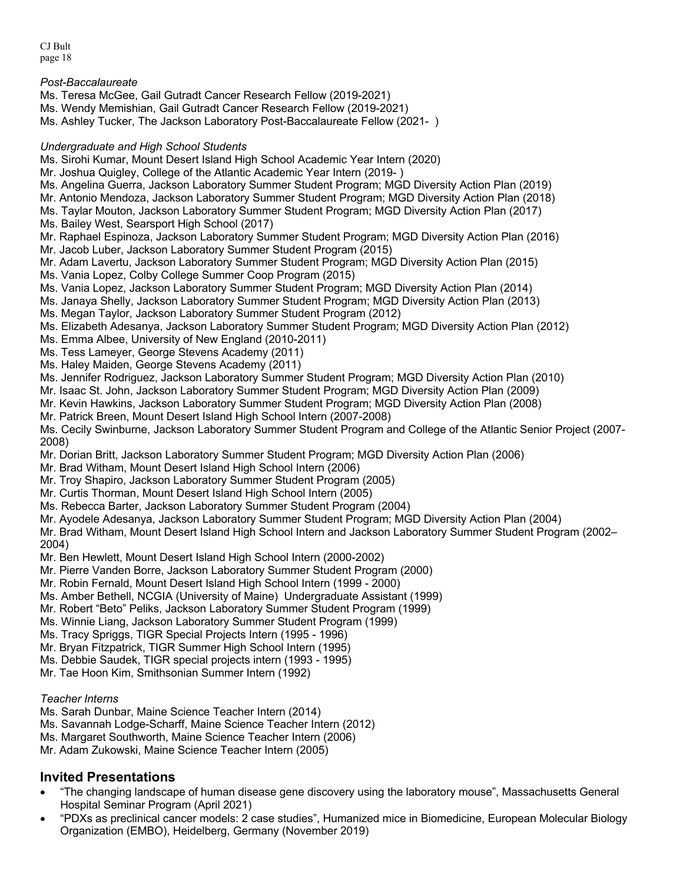*Post-Baccalaureate*

Ms. Teresa McGee, Gail Gutradt Cancer Research Fellow (2019-2021)
Ms. Wendy Memishian, Gail Gutradt Cancer Research Fellow (2019-2021)
Ms. Ashley Tucker, The Jackson Laboratory Post-Baccalaureate Fellow (2021- )

*Undergraduate and High School Students*

Ms. Sirohi Kumar, Mount Desert Island High School Academic Year Intern (2020)
Mr. Joshua Quigley, College of the Atlantic Academic Year Intern (2019- )
Ms. Angelina Guerra, Jackson Laboratory Summer Student Program; MGD Diversity Action Plan (2019)
Mr. Antonio Mendoza, Jackson Laboratory Summer Student Program; MGD Diversity Action Plan (2018)
Ms. Taylar Mouton, Jackson Laboratory Summer Student Program; MGD Diversity Action Plan (2017)
Ms. Bailey West, Searsport High School (2017)
Mr. Raphael Espinoza, Jackson Laboratory Summer Student Program; MGD Diversity Action Plan (2016)
Mr. Jacob Luber, Jackson Laboratory Summer Student Program (2015)
Mr. Adam Lavertu, Jackson Laboratory Summer Student Program; MGD Diversity Action Plan (2015)
Ms. Vania Lopez, Colby College Summer Coop Program (2015)
Ms. Vania Lopez, Jackson Laboratory Summer Student Program; MGD Diversity Action Plan (2014)
Ms. Janaya Shelly, Jackson Laboratory Summer Student Program; MGD Diversity Action Plan (2013)
Ms. Megan Taylor, Jackson Laboratory Summer Student Program (2012)
Ms. Elizabeth Adesanya, Jackson Laboratory Summer Student Program; MGD Diversity Action Plan (2012)
Ms. Emma Albee, University of New England (2010-2011)
Ms. Tess Lameyer, George Stevens Academy (2011)
Ms. Haley Maiden, George Stevens Academy (2011)
Ms. Jennifer Rodriguez, Jackson Laboratory Summer Student Program; MGD Diversity Action Plan (2010)
Mr. Isaac St. John, Jackson Laboratory Summer Student Program; MGD Diversity Action Plan (2009)
Mr. Kevin Hawkins, Jackson Laboratory Summer Student Program; MGD Diversity Action Plan (2008)
Mr. Patrick Breen, Mount Desert Island High School Intern (2007-2008)
Ms. Cecily Swinburne, Jackson Laboratory Summer Student Program and College of the Atlantic Senior Project (2007-2008)
Mr. Dorian Britt, Jackson Laboratory Summer Student Program; MGD Diversity Action Plan (2006)
Mr. Brad Witham, Mount Desert Island High School Intern (2006)
Mr. Troy Shapiro, Jackson Laboratory Summer Student Program (2005)
Mr. Curtis Thorman, Mount Desert Island High School Intern (2005)
Ms. Rebecca Barter, Jackson Laboratory Summer Student Program (2004)
Mr. Ayodele Adesanya, Jackson Laboratory Summer Student Program; MGD Diversity Action Plan (2004)
Mr. Brad Witham, Mount Desert Island High School Intern and Jackson Laboratory Summer Student Program (2002–2004)
Mr. Ben Hewlett, Mount Desert Island High School Intern (2000-2002)
Mr. Pierre Vanden Borre, Jackson Laboratory Summer Student Program (2000)
Mr. Robin Fernald, Mount Desert Island High School Intern (1999 - 2000)
Ms. Amber Bethell, NCGIA (University of Maine) Undergraduate Assistant (1999)
Mr. Robert "Beto" Peliks, Jackson Laboratory Summer Student Program (1999)
Ms. Winnie Liang, Jackson Laboratory Summer Student Program (1999)
Ms. Tracy Spriggs, TIGR Special Projects Intern (1995 - 1996)
Mr. Bryan Fitzpatrick, TIGR Summer High School Intern (1995)
Ms. Debbie Saudek, TIGR special projects intern (1993 - 1995)
Mr. Tae Hoon Kim, Smithsonian Summer Intern (1992)

*Teacher Interns*

Ms. Sarah Dunbar, Maine Science Teacher Intern (2014)
Ms. Savannah Lodge-Scharff, Maine Science Teacher Intern (2012)
Ms. Margaret Southworth, Maine Science Teacher Intern (2006)
Mr. Adam Zukowski, Maine Science Teacher Intern (2005)

## Invited Presentations

- "The changing landscape of human disease gene discovery using the laboratory mouse", Massachusetts General Hospital Seminar Program (April 2021)
- "PDXs as preclinical cancer models: 2 case studies", Humanized mice in Biomedicine, European Molecular Biology Organization (EMBO), Heidelberg, Germany (November 2019)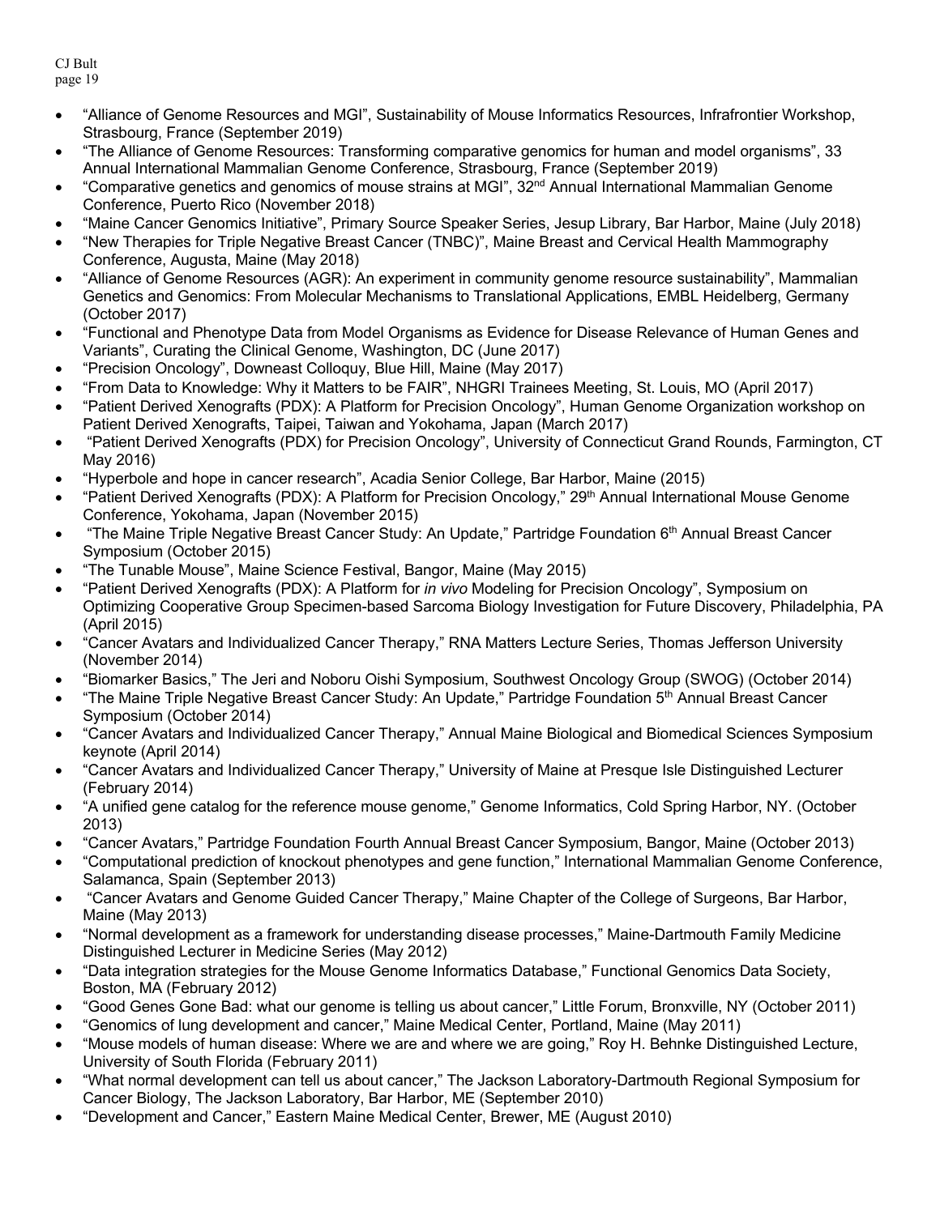- "Alliance of Genome Resources and MGI", Sustainability of Mouse Informatics Resources, Infrafrontier Workshop, Strasbourg, France (September 2019)
- "The Alliance of Genome Resources: Transforming comparative genomics for human and model organisms", 33 Annual International Mammalian Genome Conference, Strasbourg, France (September 2019)
- "Comparative genetics and genomics of mouse strains at MGI", 32nd Annual International Mammalian Genome Conference, Puerto Rico (November 2018)
- "Maine Cancer Genomics Initiative", Primary Source Speaker Series, Jesup Library, Bar Harbor, Maine (July 2018)
- "New Therapies for Triple Negative Breast Cancer (TNBC)", Maine Breast and Cervical Health Mammography Conference, Augusta, Maine (May 2018)
- "Alliance of Genome Resources (AGR): An experiment in community genome resource sustainability", Mammalian Genetics and Genomics: From Molecular Mechanisms to Translational Applications, EMBL Heidelberg, Germany (October 2017)
- "Functional and Phenotype Data from Model Organisms as Evidence for Disease Relevance of Human Genes and Variants", Curating the Clinical Genome, Washington, DC (June 2017)
- "Precision Oncology", Downeast Colloquy, Blue Hill, Maine (May 2017)
- "From Data to Knowledge: Why it Matters to be FAIR", NHGRI Trainees Meeting, St. Louis, MO (April 2017)
- "Patient Derived Xenografts (PDX): A Platform for Precision Oncology", Human Genome Organization workshop on Patient Derived Xenografts, Taipei, Taiwan and Yokohama, Japan (March 2017)
- "Patient Derived Xenografts (PDX) for Precision Oncology", University of Connecticut Grand Rounds, Farmington, CT May 2016)
- "Hyperbole and hope in cancer research", Acadia Senior College, Bar Harbor, Maine (2015)
- "Patient Derived Xenografts (PDX): A Platform for Precision Oncology," 29th Annual International Mouse Genome Conference, Yokohama, Japan (November 2015)
- "The Maine Triple Negative Breast Cancer Study: An Update," Partridge Foundation 6th Annual Breast Cancer Symposium (October 2015)
- "The Tunable Mouse", Maine Science Festival, Bangor, Maine (May 2015)
- "Patient Derived Xenografts (PDX): A Platform for *in vivo* Modeling for Precision Oncology", Symposium on Optimizing Cooperative Group Specimen-based Sarcoma Biology Investigation for Future Discovery, Philadelphia, PA (April 2015)
- "Cancer Avatars and Individualized Cancer Therapy," RNA Matters Lecture Series, Thomas Jefferson University (November 2014)
- "Biomarker Basics," The Jeri and Noboru Oishi Symposium, Southwest Oncology Group (SWOG) (October 2014)
- "The Maine Triple Negative Breast Cancer Study: An Update," Partridge Foundation 5th Annual Breast Cancer Symposium (October 2014)
- "Cancer Avatars and Individualized Cancer Therapy," Annual Maine Biological and Biomedical Sciences Symposium keynote (April 2014)
- "Cancer Avatars and Individualized Cancer Therapy," University of Maine at Presque Isle Distinguished Lecturer (February 2014)
- "A unified gene catalog for the reference mouse genome," Genome Informatics, Cold Spring Harbor, NY. (October 2013)
- "Cancer Avatars," Partridge Foundation Fourth Annual Breast Cancer Symposium, Bangor, Maine (October 2013)
- "Computational prediction of knockout phenotypes and gene function," International Mammalian Genome Conference, Salamanca, Spain (September 2013)
- "Cancer Avatars and Genome Guided Cancer Therapy," Maine Chapter of the College of Surgeons, Bar Harbor, Maine (May 2013)
- "Normal development as a framework for understanding disease processes," Maine-Dartmouth Family Medicine Distinguished Lecturer in Medicine Series (May 2012)
- "Data integration strategies for the Mouse Genome Informatics Database," Functional Genomics Data Society, Boston, MA (February 2012)
- "Good Genes Gone Bad: what our genome is telling us about cancer," Little Forum, Bronxville, NY (October 2011)
- "Genomics of lung development and cancer," Maine Medical Center, Portland, Maine (May 2011)
- "Mouse models of human disease: Where we are and where we are going," Roy H. Behnke Distinguished Lecture, University of South Florida (February 2011)
- "What normal development can tell us about cancer," The Jackson Laboratory-Dartmouth Regional Symposium for Cancer Biology, The Jackson Laboratory, Bar Harbor, ME (September 2010)
- "Development and Cancer," Eastern Maine Medical Center, Brewer, ME (August 2010)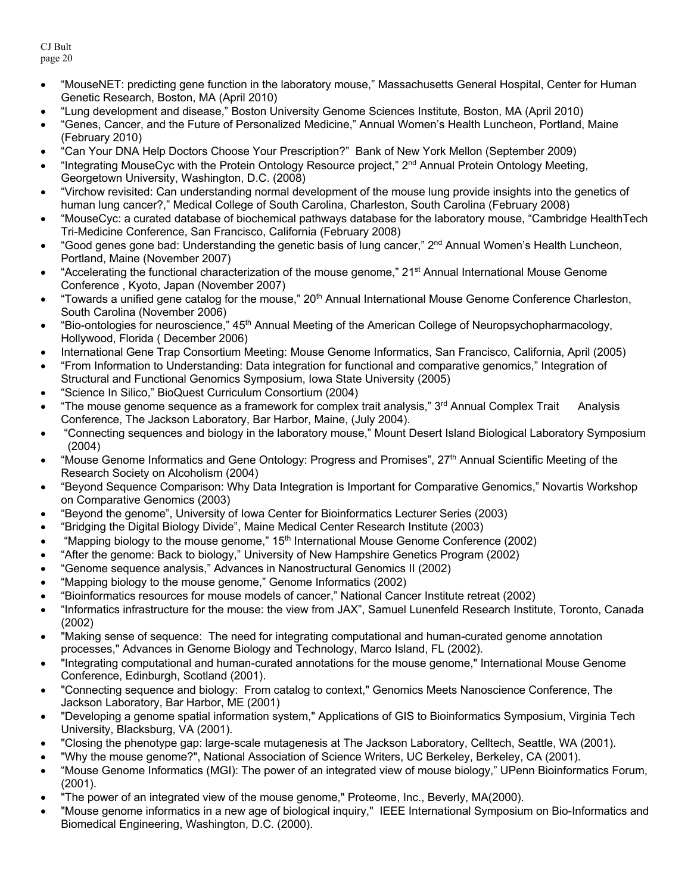- "MouseNET: predicting gene function in the laboratory mouse," Massachusetts General Hospital, Center for Human Genetic Research, Boston, MA (April 2010)
- "Lung development and disease," Boston University Genome Sciences Institute, Boston, MA (April 2010)
- "Genes, Cancer, and the Future of Personalized Medicine," Annual Women's Health Luncheon, Portland, Maine (February 2010)
- "Can Your DNA Help Doctors Choose Your Prescription?" Bank of New York Mellon (September 2009)
- "Integrating MouseCyc with the Protein Ontology Resource project," 2nd Annual Protein Ontology Meeting, Georgetown University, Washington, D.C. (2008)
- "Virchow revisited: Can understanding normal development of the mouse lung provide insights into the genetics of human lung cancer?," Medical College of South Carolina, Charleston, South Carolina (February 2008)
- "MouseCyc: a curated database of biochemical pathways database for the laboratory mouse, "Cambridge HealthTech Tri-Medicine Conference, San Francisco, California (February 2008)
- "Good genes gone bad: Understanding the genetic basis of lung cancer," 2nd Annual Women's Health Luncheon, Portland, Maine (November 2007)
- "Accelerating the functional characterization of the mouse genome," 21st Annual International Mouse Genome Conference , Kyoto, Japan (November 2007)
- "Towards a unified gene catalog for the mouse," 20th Annual International Mouse Genome Conference Charleston, South Carolina (November 2006)
- "Bio-ontologies for neuroscience," 45th Annual Meeting of the American College of Neuropsychopharmacology, Hollywood, Florida ( December 2006)
- International Gene Trap Consortium Meeting: Mouse Genome Informatics, San Francisco, California, April (2005)
- "From Information to Understanding: Data integration for functional and comparative genomics," Integration of Structural and Functional Genomics Symposium, Iowa State University (2005)
- "Science In Silico," BioQuest Curriculum Consortium (2004)
- "The mouse genome sequence as a framework for complex trait analysis," 3rd Annual Complex Trait Analysis Conference, The Jackson Laboratory, Bar Harbor, Maine, (July 2004).
- "Connecting sequences and biology in the laboratory mouse," Mount Desert Island Biological Laboratory Symposium (2004)
- "Mouse Genome Informatics and Gene Ontology: Progress and Promises", 27th Annual Scientific Meeting of the Research Society on Alcoholism (2004)
- "Beyond Sequence Comparison: Why Data Integration is Important for Comparative Genomics," Novartis Workshop on Comparative Genomics (2003)
- "Beyond the genome", University of Iowa Center for Bioinformatics Lecturer Series (2003)
- "Bridging the Digital Biology Divide", Maine Medical Center Research Institute (2003)
- "Mapping biology to the mouse genome," 15th International Mouse Genome Conference (2002)
- "After the genome: Back to biology," University of New Hampshire Genetics Program (2002)
- "Genome sequence analysis," Advances in Nanostructural Genomics II (2002)
- "Mapping biology to the mouse genome," Genome Informatics (2002)
- "Bioinformatics resources for mouse models of cancer," National Cancer Institute retreat (2002)
- "Informatics infrastructure for the mouse: the view from JAX", Samuel Lunenfeld Research Institute, Toronto, Canada (2002)
- "Making sense of sequence: The need for integrating computational and human-curated genome annotation processes," Advances in Genome Biology and Technology, Marco Island, FL (2002).
- "Integrating computational and human-curated annotations for the mouse genome," International Mouse Genome Conference, Edinburgh, Scotland (2001).
- "Connecting sequence and biology: From catalog to context," Genomics Meets Nanoscience Conference, The Jackson Laboratory, Bar Harbor, ME (2001)
- "Developing a genome spatial information system," Applications of GIS to Bioinformatics Symposium, Virginia Tech University, Blacksburg, VA (2001).
- "Closing the phenotype gap: large-scale mutagenesis at The Jackson Laboratory, Celltech, Seattle, WA (2001).
- "Why the mouse genome?", National Association of Science Writers, UC Berkeley, Berkeley, CA (2001).
- "Mouse Genome Informatics (MGI): The power of an integrated view of mouse biology," UPenn Bioinformatics Forum, (2001).
- "The power of an integrated view of the mouse genome," Proteome, Inc., Beverly, MA(2000).
- "Mouse genome informatics in a new age of biological inquiry," IEEE International Symposium on Bio-Informatics and Biomedical Engineering, Washington, D.C. (2000).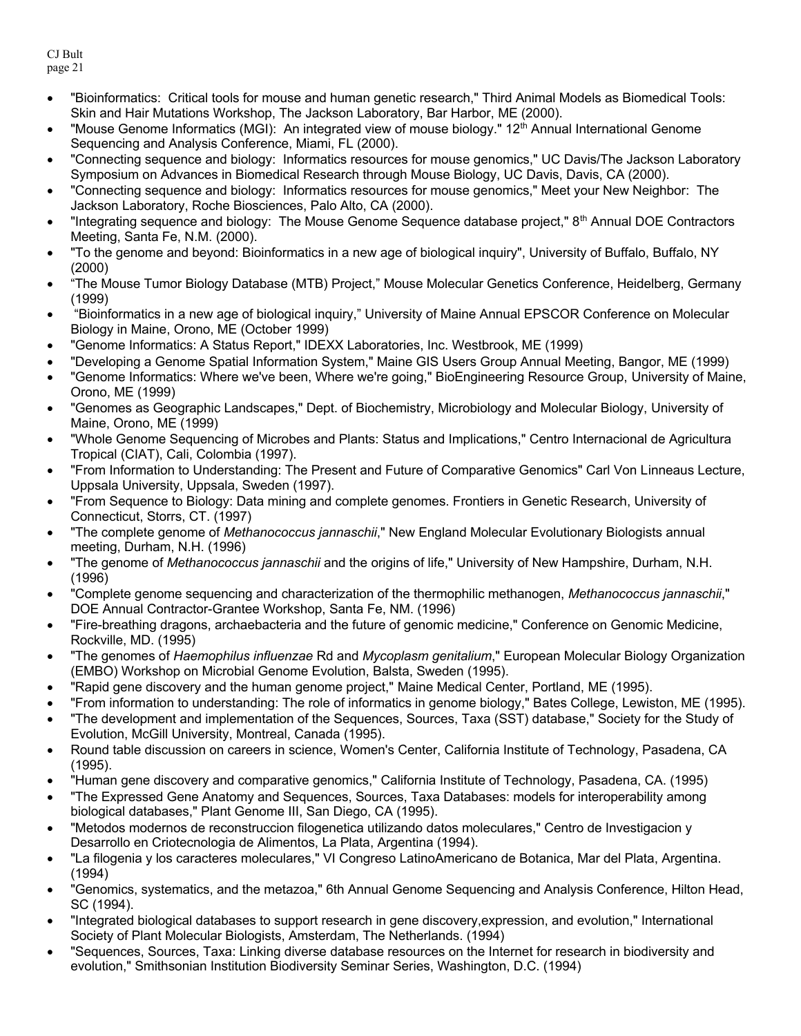- "Bioinformatics: Critical tools for mouse and human genetic research," Third Animal Models as Biomedical Tools: Skin and Hair Mutations Workshop, The Jackson Laboratory, Bar Harbor, ME (2000).
- "Mouse Genome Informatics (MGI): An integrated view of mouse biology." 12th Annual International Genome Sequencing and Analysis Conference, Miami, FL (2000).
- "Connecting sequence and biology: Informatics resources for mouse genomics," UC Davis/The Jackson Laboratory Symposium on Advances in Biomedical Research through Mouse Biology, UC Davis, Davis, CA (2000).
- "Connecting sequence and biology: Informatics resources for mouse genomics," Meet your New Neighbor: The Jackson Laboratory, Roche Biosciences, Palo Alto, CA (2000).
- "Integrating sequence and biology: The Mouse Genome Sequence database project," 8th Annual DOE Contractors Meeting, Santa Fe, N.M. (2000).
- "To the genome and beyond: Bioinformatics in a new age of biological inquiry", University of Buffalo, Buffalo, NY (2000)
- "The Mouse Tumor Biology Database (MTB) Project," Mouse Molecular Genetics Conference, Heidelberg, Germany (1999)
- "Bioinformatics in a new age of biological inquiry," University of Maine Annual EPSCOR Conference on Molecular Biology in Maine, Orono, ME (October 1999)
- "Genome Informatics: A Status Report," IDEXX Laboratories, Inc. Westbrook, ME (1999)
- "Developing a Genome Spatial Information System," Maine GIS Users Group Annual Meeting, Bangor, ME (1999)
- "Genome Informatics: Where we've been, Where we're going," BioEngineering Resource Group, University of Maine, Orono, ME (1999)
- "Genomes as Geographic Landscapes," Dept. of Biochemistry, Microbiology and Molecular Biology, University of Maine, Orono, ME (1999)
- "Whole Genome Sequencing of Microbes and Plants: Status and Implications," Centro Internacional de Agricultura Tropical (CIAT), Cali, Colombia (1997).
- "From Information to Understanding: The Present and Future of Comparative Genomics" Carl Von Linneaus Lecture, Uppsala University, Uppsala, Sweden (1997).
- "From Sequence to Biology: Data mining and complete genomes. Frontiers in Genetic Research, University of Connecticut, Storrs, CT. (1997)
- "The complete genome of *Methanococcus jannaschii*," New England Molecular Evolutionary Biologists annual meeting, Durham, N.H. (1996)
- "The genome of *Methanococcus jannaschii* and the origins of life," University of New Hampshire, Durham, N.H. (1996)
- "Complete genome sequencing and characterization of the thermophilic methanogen, *Methanococcus jannaschii*," DOE Annual Contractor-Grantee Workshop, Santa Fe, NM. (1996)
- "Fire-breathing dragons, archaebacteria and the future of genomic medicine," Conference on Genomic Medicine, Rockville, MD. (1995)
- "The genomes of *Haemophilus influenzae* Rd and *Mycoplasm genitalium*," European Molecular Biology Organization (EMBO) Workshop on Microbial Genome Evolution, Balsta, Sweden (1995).
- "Rapid gene discovery and the human genome project," Maine Medical Center, Portland, ME (1995).
- "From information to understanding: The role of informatics in genome biology," Bates College, Lewiston, ME (1995).
- "The development and implementation of the Sequences, Sources, Taxa (SST) database," Society for the Study of Evolution, McGill University, Montreal, Canada (1995).
- Round table discussion on careers in science, Women's Center, California Institute of Technology, Pasadena, CA (1995).
- "Human gene discovery and comparative genomics," California Institute of Technology, Pasadena, CA. (1995)
- "The Expressed Gene Anatomy and Sequences, Sources, Taxa Databases: models for interoperability among biological databases," Plant Genome III, San Diego, CA (1995).
- "Metodos modernos de reconstruccion filogenetica utilizando datos moleculares," Centro de Investigacion y Desarrollo en Criotecnologia de Alimentos, La Plata, Argentina (1994).
- "La filogenia y los caracteres moleculares," VI Congreso LatinoAmericano de Botanica, Mar del Plata, Argentina. (1994)
- "Genomics, systematics, and the metazoa," 6th Annual Genome Sequencing and Analysis Conference, Hilton Head, SC (1994).
- "Integrated biological databases to support research in gene discovery,expression, and evolution," International Society of Plant Molecular Biologists, Amsterdam, The Netherlands. (1994)
- "Sequences, Sources, Taxa: Linking diverse database resources on the Internet for research in biodiversity and evolution," Smithsonian Institution Biodiversity Seminar Series, Washington, D.C. (1994)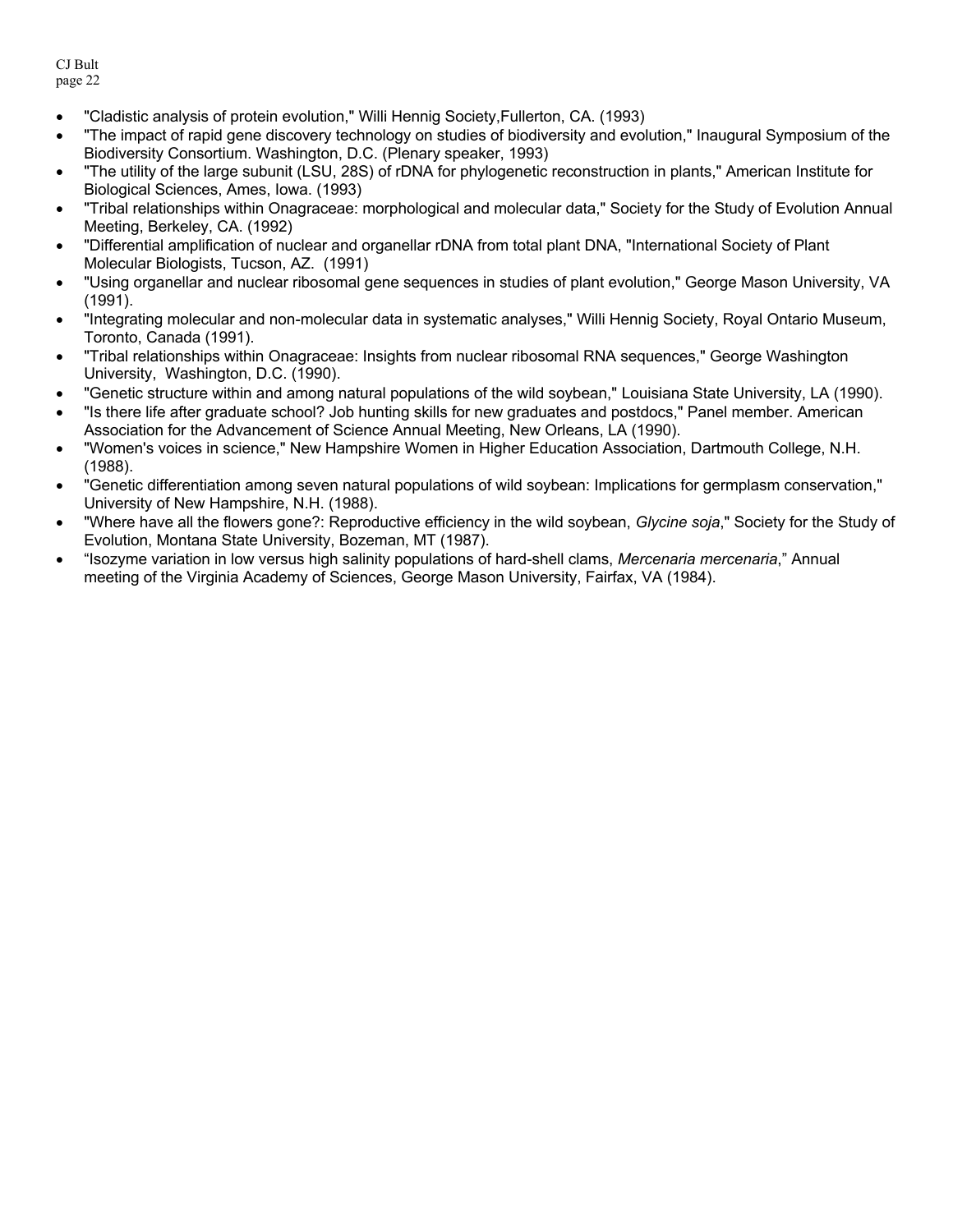- "Cladistic analysis of protein evolution," Willi Hennig Society,Fullerton, CA. (1993)
- "The impact of rapid gene discovery technology on studies of biodiversity and evolution," Inaugural Symposium of the Biodiversity Consortium. Washington, D.C. (Plenary speaker, 1993)
- "The utility of the large subunit (LSU, 28S) of rDNA for phylogenetic reconstruction in plants," American Institute for Biological Sciences, Ames, Iowa. (1993)
- "Tribal relationships within Onagraceae: morphological and molecular data," Society for the Study of Evolution Annual Meeting, Berkeley, CA. (1992)
- "Differential amplification of nuclear and organellar rDNA from total plant DNA, "International Society of Plant Molecular Biologists, Tucson, AZ. (1991)
- "Using organellar and nuclear ribosomal gene sequences in studies of plant evolution," George Mason University, VA (1991).
- "Integrating molecular and non-molecular data in systematic analyses," Willi Hennig Society, Royal Ontario Museum, Toronto, Canada (1991).
- "Tribal relationships within Onagraceae: Insights from nuclear ribosomal RNA sequences," George Washington University, Washington, D.C. (1990).
- "Genetic structure within and among natural populations of the wild soybean," Louisiana State University, LA (1990).
- "Is there life after graduate school? Job hunting skills for new graduates and postdocs," Panel member. American Association for the Advancement of Science Annual Meeting, New Orleans, LA (1990).
- "Women's voices in science," New Hampshire Women in Higher Education Association, Dartmouth College, N.H. (1988).
- "Genetic differentiation among seven natural populations of wild soybean: Implications for germplasm conservation," University of New Hampshire, N.H. (1988).
- "Where have all the flowers gone?: Reproductive efficiency in the wild soybean, *Glycine soja*," Society for the Study of Evolution, Montana State University, Bozeman, MT (1987).
- "Isozyme variation in low versus high salinity populations of hard-shell clams, *Mercenaria mercenaria*," Annual meeting of the Virginia Academy of Sciences, George Mason University, Fairfax, VA (1984).